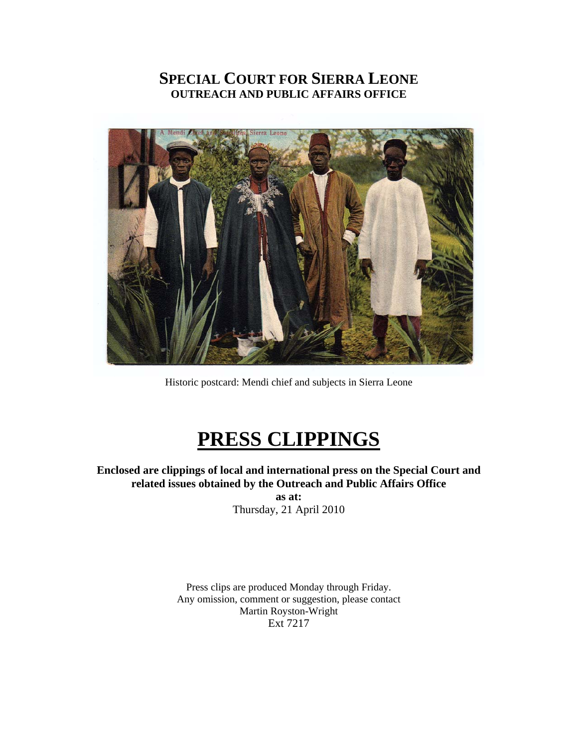# SPECIAL COURT FOR SIERRA LEONE
## OUTREACH AND PUBLIC AFFAIRS OFFICE

Historic postcard: Mendi chief and subjects in Sierra Leone

# PRESS CLIPPINGS

**Enclosed are clippings of local and international press on the Special Court and related issues obtained by the Outreach and Public Affairs Office**
**as at:**
Thursday, 21 April 2010

Press clips are produced Monday through Friday.
Any omission, comment or suggestion, please contact
Martin Royston-Wright
Ext 7217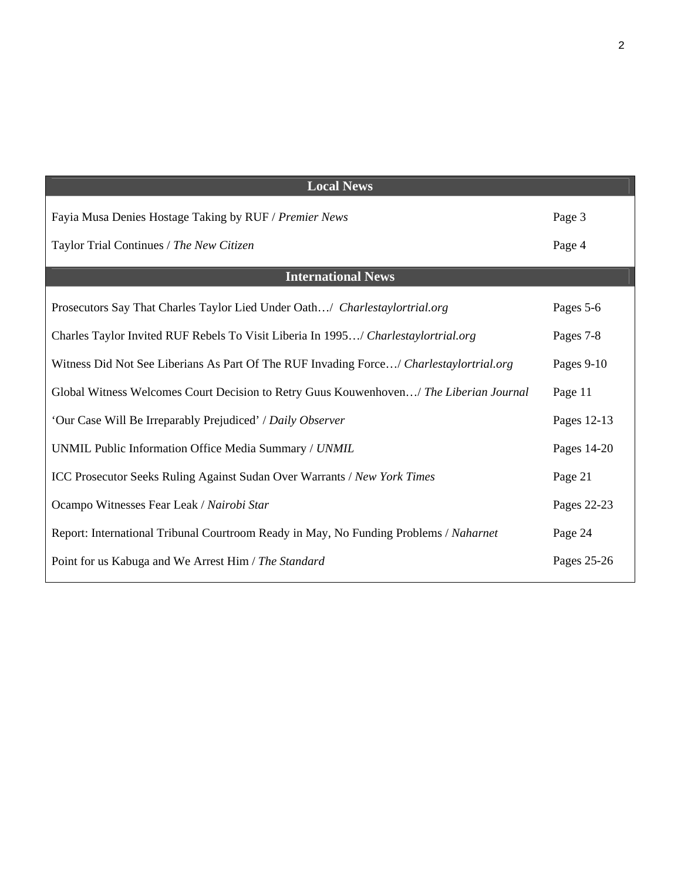| Local News | |
|---|---|
| Fayia Musa Denies Hostage Taking by RUF / *Premier News* | Page 3 |
| Taylor Trial Continues / *The New Citizen* | Page 4 |
| **International News** | |
| Prosecutors Say That Charles Taylor Lied Under Oath…/ *Charlestaylortrial.org* | Pages 5-6 |
| Charles Taylor Invited RUF Rebels To Visit Liberia In 1995…/ *Charlestaylortrial.org* | Pages 7-8 |
| Witness Did Not See Liberians As Part Of The RUF Invading Force…/ *Charlestaylortrial.org* | Pages 9-10 |
| Global Witness Welcomes Court Decision to Retry Guus Kouwenhoven…/ *The Liberian Journal* | Page 11 |
| 'Our Case Will Be Irreparably Prejudiced' / *Daily Observer* | Pages 12-13 |
| UNMIL Public Information Office Media Summary / *UNMIL* | Pages 14-20 |
| ICC Prosecutor Seeks Ruling Against Sudan Over Warrants / *New York Times* | Page 21 |
| Ocampo Witnesses Fear Leak / *Nairobi Star* | Pages 22-23 |
| Report: International Tribunal Courtroom Ready in May, No Funding Problems / *Naharnet* | Page 24 |
| Point for us Kabuga and We Arrest Him / *The Standard* | Pages 25-26 |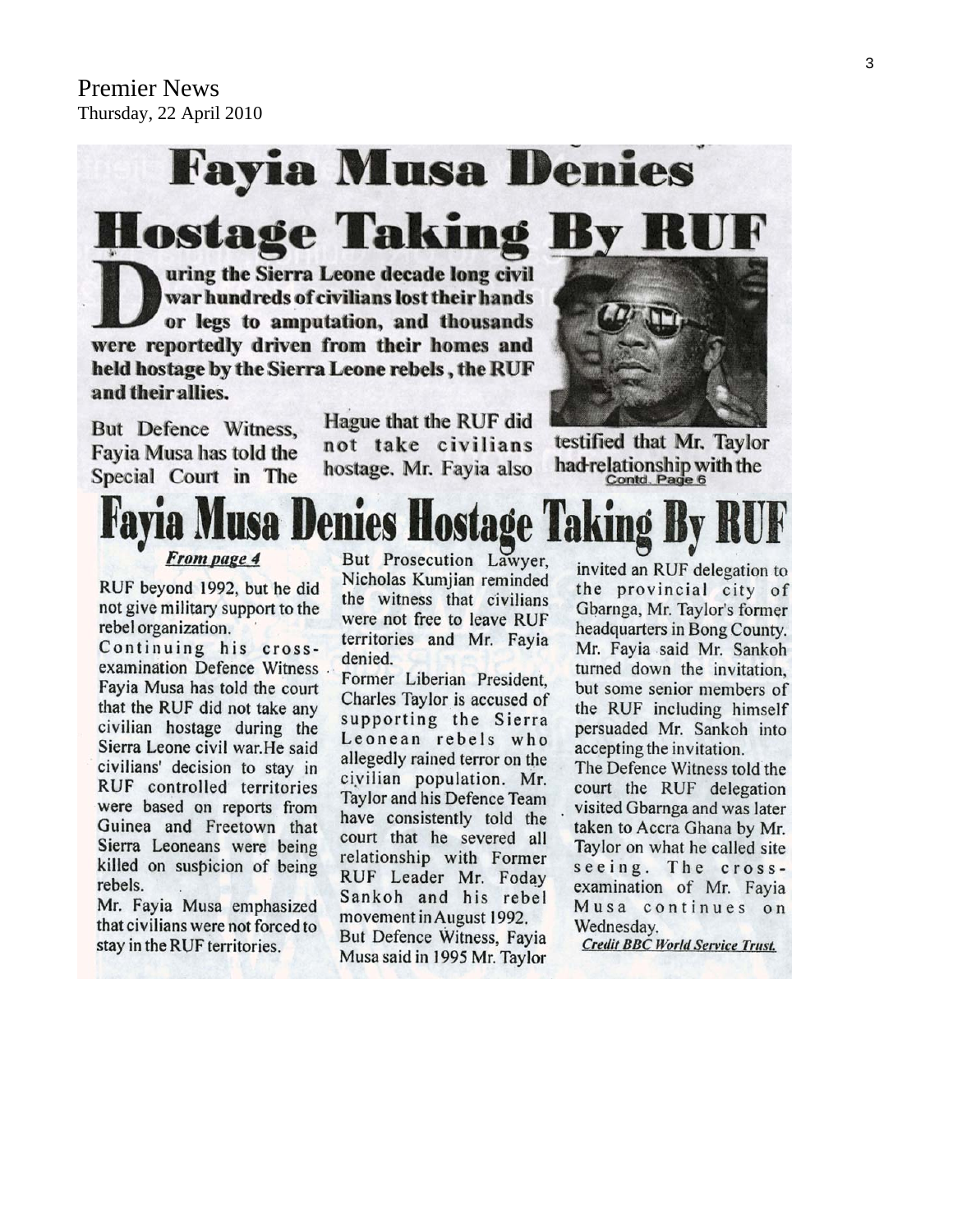Premier News
Thursday, 22 April 2010

# Fayia Musa Denies Hostage Taking By RUF

**During the Sierra Leone decade long civil war hundreds of civilians lost their hands or legs to amputation, and thousands were reportedly driven from their homes and held hostage by the Sierra Leone rebels, the RUF and their allies.**

But Defence Witness, Fayia Musa has told the Special Court in The Hague that the RUF did not take civilians hostage. Mr. Fayia also testified that Mr. Taylor had relationship with the

Contd. Page 6

# Fayia Musa Denies Hostage Taking By RUF

***From page 4***

RUF beyond 1992, but he did not give military support to the rebel organization.

Continuing his cross-examination Defence Witness Fayia Musa has told the court that the RUF did not take any civilian hostage during the Sierra Leone civil war.He said civilians' decision to stay in RUF controlled territories were based on reports from Guinea and Freetown that Sierra Leoneans were being killed on suspicion of being rebels.

Mr. Fayia Musa emphasized that civilians were not forced to stay in the RUF territories.

But Prosecution Lawyer, Nicholas Kumjian reminded the witness that civilians were not free to leave RUF territories and Mr. Fayia denied.

Former Liberian President, Charles Taylor is accused of supporting the Sierra Leonean rebels who allegedly rained terror on the civilian population. Mr. Taylor and his Defence Team have consistently told the court that he severed all relationship with Former RUF Leader Mr. Foday Sankoh and his rebel movement in August 1992.

But Defence Witness, Fayia Musa said in 1995 Mr. Taylor invited an RUF delegation to the provincial city of Gbarnga, Mr. Taylor's former headquarters in Bong County. Mr. Fayia said Mr. Sankoh turned down the invitation, but some senior members of the RUF including himself persuaded Mr. Sankoh into accepting the invitation.

The Defence Witness told the court the RUF delegation visited Gbarnga and was later taken to Accra Ghana by Mr. Taylor on what he called site seeing. The cross-examination of Mr. Fayia Musa continues on Wednesday.

***Credit BBC World Service Trust.***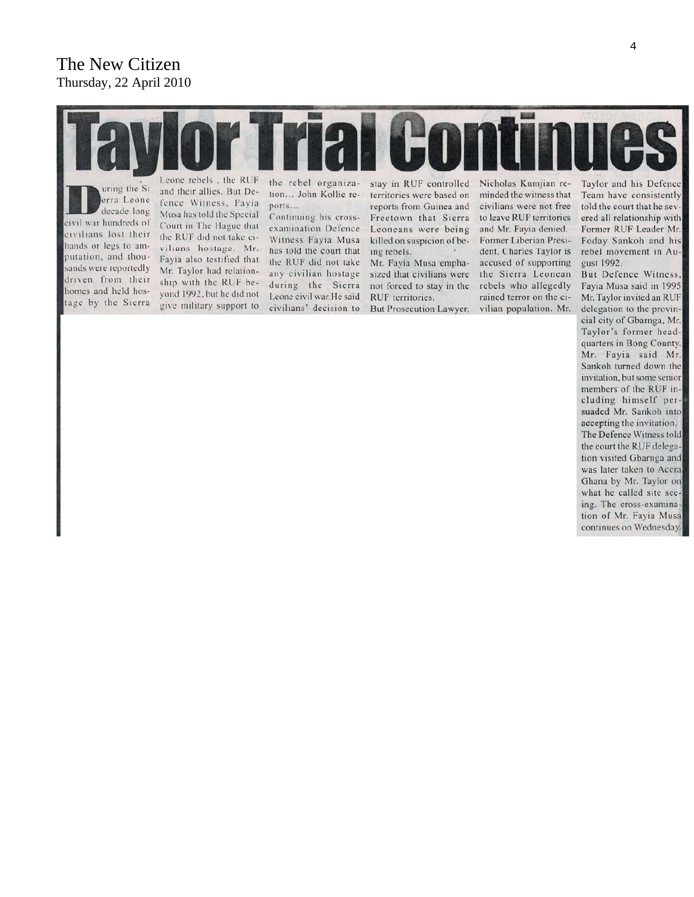The New Citizen
Thursday, 22 April 2010

# Taylor Trial Continues

During the Sierra Leone decade long civil war hundreds of civilians lost their hands or legs to amputation, and thousands were reportedly driven from their homes and held hostage by the Sierra Leone rebels , the RUF and their allies. But Defence Witness, Fayia Musa has told the Special Court in The Hague that the RUF did not take civilians hostage. Mr. Fayia also testified that Mr. Taylor had relationship with the RUF beyond 1992, but he did not give military support to the rebel organization... John Kollie reports...

Continuing his cross-examination Defence Witness Fayia Musa has told the court that the RUF did not take any civilian hostage during the Sierra Leone civil war.He said civilians' decision to stay in RUF controlled territories were based on reports from Guinea and Freetown that Sierra Leoneans were being killed on suspicion of being rebels.

Mr. Fayia Musa emphasized that civilians were not forced to stay in the RUF territories.

But Prosecution Lawyer, Nicholas Kumjian reminded the witness that civilians were not free to leave RUF territories and Mr. Fayia denied.

Former Liberian President, Charles Taylor is accused of supporting the Sierra Leonean rebels who allegedly rained terror on the civilian population. Mr. Taylor and his Defence Team have consistently told the court that he severed all relationship with Former RUF Leader Mr. Foday Sankoh and his rebel movement in August 1992.

But Defence Witness, Fayia Musa said in 1995 Mr. Taylor invited an RUF delegation to the provincial city of Gbarnga, Mr. Taylor's former headquarters in Bong County. Mr. Fayia said Mr. Sankoh turned down the invitation, but some senior members of the RUF including himself persuaded Mr. Sankoh into accepting the invitation.

The Defence Witness told the court the RUF delegation visited Gbarnga and was later taken to Accra Ghana by Mr. Taylor on what he called site seeing. The cross-examination of Mr. Fayia Musa continues on Wednesday.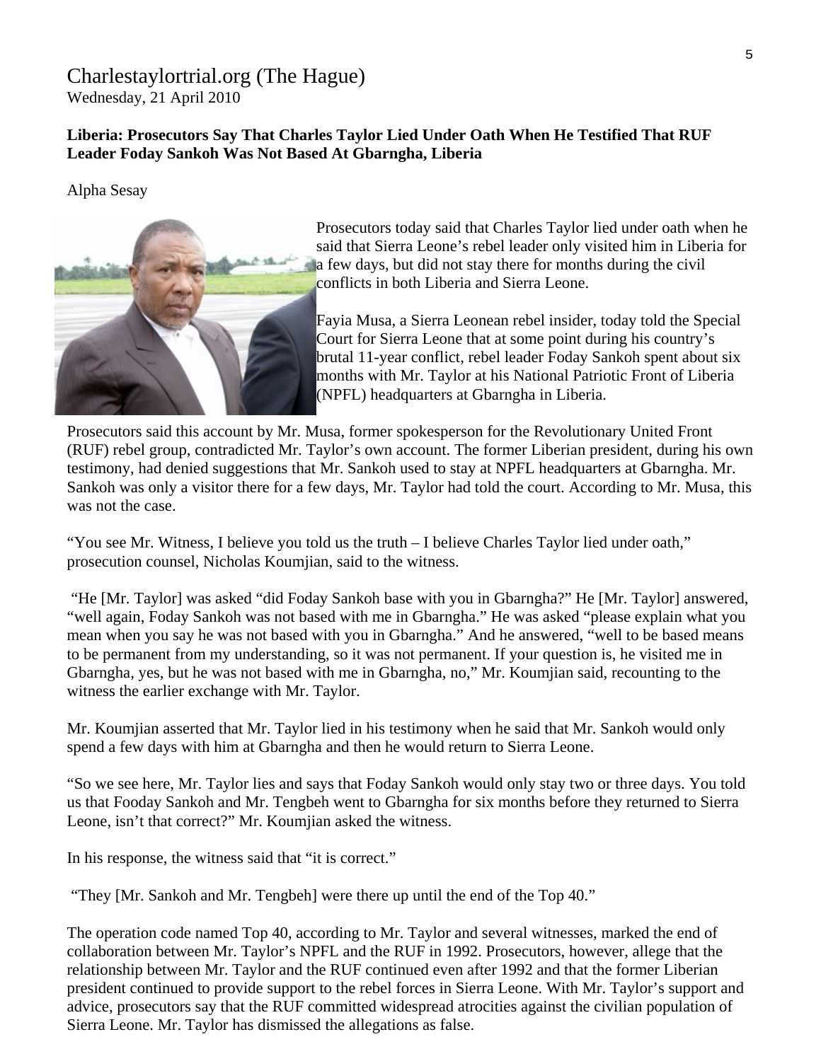Charlestaylortrial.org (The Hague)
Wednesday, 21 April 2010

**Liberia: Prosecutors Say That Charles Taylor Lied Under Oath When He Testified That RUF Leader Foday Sankoh Was Not Based At Gbarngha, Liberia**

Alpha Sesay

Prosecutors today said that Charles Taylor lied under oath when he said that Sierra Leone's rebel leader only visited him in Liberia for a few days, but did not stay there for months during the civil conflicts in both Liberia and Sierra Leone.

Fayia Musa, a Sierra Leonean rebel insider, today told the Special Court for Sierra Leone that at some point during his country's brutal 11-year conflict, rebel leader Foday Sankoh spent about six months with Mr. Taylor at his National Patriotic Front of Liberia (NPFL) headquarters at Gbarngha in Liberia.

Prosecutors said this account by Mr. Musa, former spokesperson for the Revolutionary United Front (RUF) rebel group, contradicted Mr. Taylor's own account. The former Liberian president, during his own testimony, had denied suggestions that Mr. Sankoh used to stay at NPFL headquarters at Gbarngha. Mr. Sankoh was only a visitor there for a few days, Mr. Taylor had told the court. According to Mr. Musa, this was not the case.

"You see Mr. Witness, I believe you told us the truth – I believe Charles Taylor lied under oath," prosecution counsel, Nicholas Koumjian, said to the witness.

"He [Mr. Taylor] was asked "did Foday Sankoh base with you in Gbarngha?" He [Mr. Taylor] answered, "well again, Foday Sankoh was not based with me in Gbarngha." He was asked "please explain what you mean when you say he was not based with you in Gbarngha." And he answered, "well to be based means to be permanent from my understanding, so it was not permanent. If your question is, he visited me in Gbarngha, yes, but he was not based with me in Gbarngha, no," Mr. Koumjian said, recounting to the witness the earlier exchange with Mr. Taylor.

Mr. Koumjian asserted that Mr. Taylor lied in his testimony when he said that Mr. Sankoh would only spend a few days with him at Gbarngha and then he would return to Sierra Leone.

"So we see here, Mr. Taylor lies and says that Foday Sankoh would only stay two or three days. You told us that Fooday Sankoh and Mr. Tengbeh went to Gbarngha for six months before they returned to Sierra Leone, isn't that correct?" Mr. Koumjian asked the witness.

In his response, the witness said that "it is correct."

"They [Mr. Sankoh and Mr. Tengbeh] were there up until the end of the Top 40."

The operation code named Top 40, according to Mr. Taylor and several witnesses, marked the end of collaboration between Mr. Taylor's NPFL and the RUF in 1992. Prosecutors, however, allege that the relationship between Mr. Taylor and the RUF continued even after 1992 and that the former Liberian president continued to provide support to the rebel forces in Sierra Leone. With Mr. Taylor's support and advice, prosecutors say that the RUF committed widespread atrocities against the civilian population of Sierra Leone. Mr. Taylor has dismissed the allegations as false.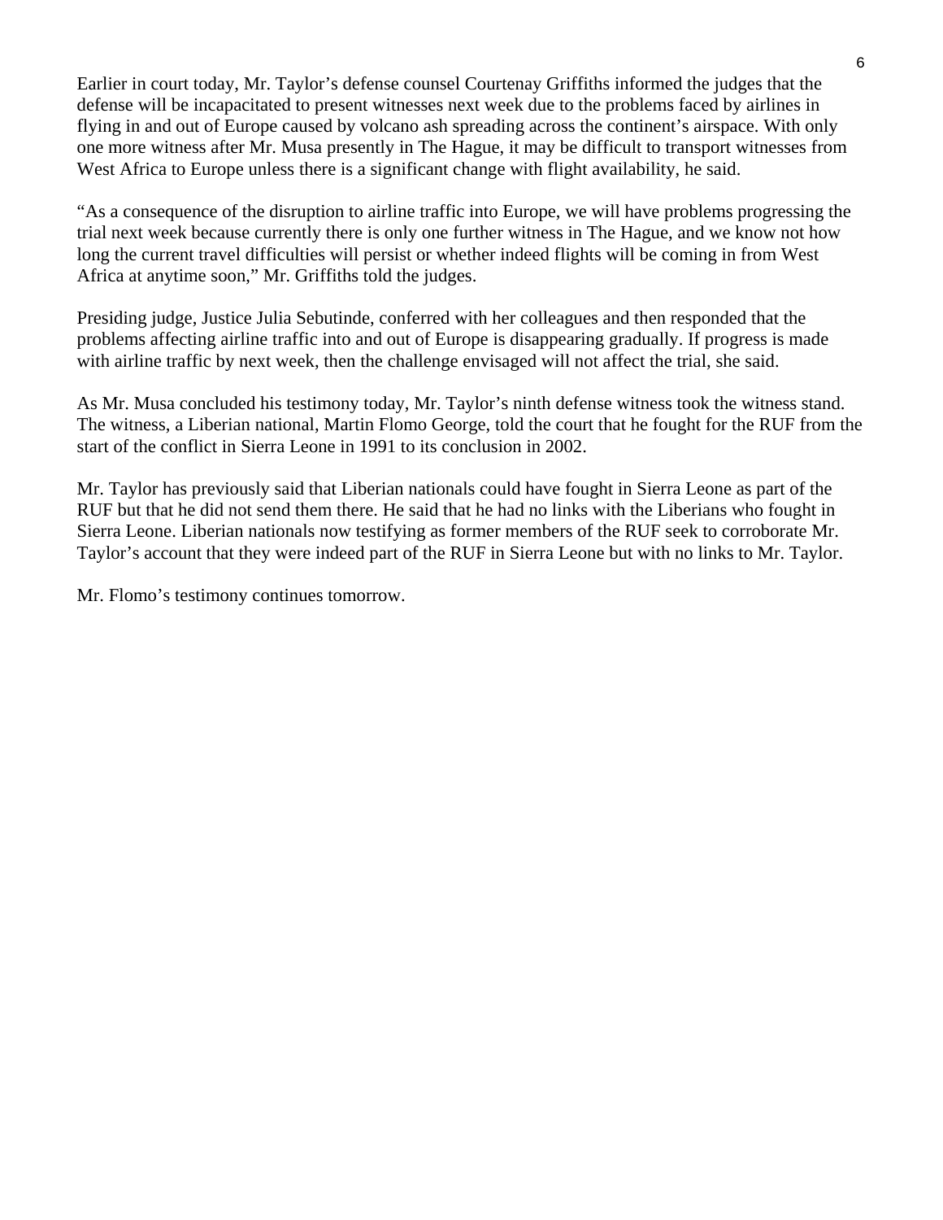Earlier in court today, Mr. Taylor's defense counsel Courtenay Griffiths informed the judges that the defense will be incapacitated to present witnesses next week due to the problems faced by airlines in flying in and out of Europe caused by volcano ash spreading across the continent's airspace. With only one more witness after Mr. Musa presently in The Hague, it may be difficult to transport witnesses from West Africa to Europe unless there is a significant change with flight availability, he said.

"As a consequence of the disruption to airline traffic into Europe, we will have problems progressing the trial next week because currently there is only one further witness in The Hague, and we know not how long the current travel difficulties will persist or whether indeed flights will be coming in from West Africa at anytime soon," Mr. Griffiths told the judges.

Presiding judge, Justice Julia Sebutinde, conferred with her colleagues and then responded that the problems affecting airline traffic into and out of Europe is disappearing gradually. If progress is made with airline traffic by next week, then the challenge envisaged will not affect the trial, she said.

As Mr. Musa concluded his testimony today, Mr. Taylor's ninth defense witness took the witness stand. The witness, a Liberian national, Martin Flomo George, told the court that he fought for the RUF from the start of the conflict in Sierra Leone in 1991 to its conclusion in 2002.

Mr. Taylor has previously said that Liberian nationals could have fought in Sierra Leone as part of the RUF but that he did not send them there. He said that he had no links with the Liberians who fought in Sierra Leone. Liberian nationals now testifying as former members of the RUF seek to corroborate Mr. Taylor's account that they were indeed part of the RUF in Sierra Leone but with no links to Mr. Taylor.

Mr. Flomo's testimony continues tomorrow.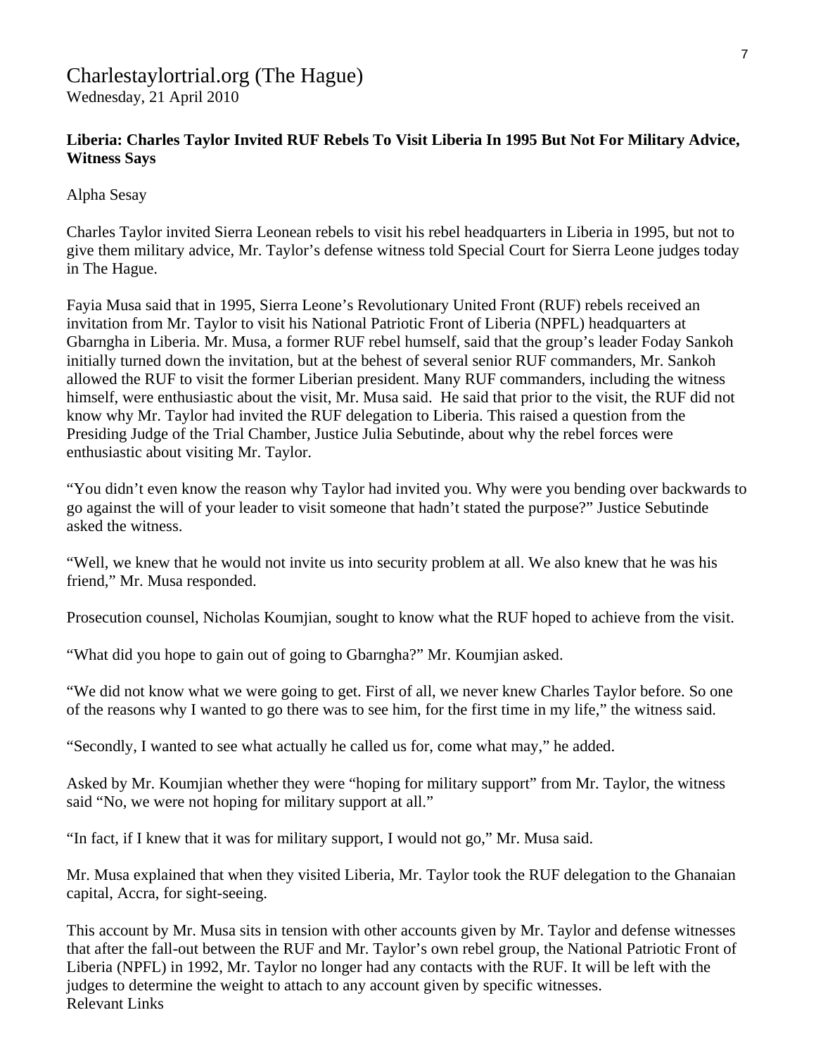# Charlestaylortrial.org (The Hague)

Wednesday, 21 April 2010

**Liberia: Charles Taylor Invited RUF Rebels To Visit Liberia In 1995 But Not For Military Advice, Witness Says**

Alpha Sesay

Charles Taylor invited Sierra Leonean rebels to visit his rebel headquarters in Liberia in 1995, but not to give them military advice, Mr. Taylor's defense witness told Special Court for Sierra Leone judges today in The Hague.

Fayia Musa said that in 1995, Sierra Leone's Revolutionary United Front (RUF) rebels received an invitation from Mr. Taylor to visit his National Patriotic Front of Liberia (NPFL) headquarters at Gbarngha in Liberia. Mr. Musa, a former RUF rebel humself, said that the group's leader Foday Sankoh initially turned down the invitation, but at the behest of several senior RUF commanders, Mr. Sankoh allowed the RUF to visit the former Liberian president. Many RUF commanders, including the witness himself, were enthusiastic about the visit, Mr. Musa said. He said that prior to the visit, the RUF did not know why Mr. Taylor had invited the RUF delegation to Liberia. This raised a question from the Presiding Judge of the Trial Chamber, Justice Julia Sebutinde, about why the rebel forces were enthusiastic about visiting Mr. Taylor.

"You didn't even know the reason why Taylor had invited you. Why were you bending over backwards to go against the will of your leader to visit someone that hadn't stated the purpose?" Justice Sebutinde asked the witness.

"Well, we knew that he would not invite us into security problem at all. We also knew that he was his friend," Mr. Musa responded.

Prosecution counsel, Nicholas Koumjian, sought to know what the RUF hoped to achieve from the visit.

"What did you hope to gain out of going to Gbarngha?" Mr. Koumjian asked.

"We did not know what we were going to get. First of all, we never knew Charles Taylor before. So one of the reasons why I wanted to go there was to see him, for the first time in my life," the witness said.

"Secondly, I wanted to see what actually he called us for, come what may," he added.

Asked by Mr. Koumjian whether they were "hoping for military support" from Mr. Taylor, the witness said "No, we were not hoping for military support at all."

"In fact, if I knew that it was for military support, I would not go," Mr. Musa said.

Mr. Musa explained that when they visited Liberia, Mr. Taylor took the RUF delegation to the Ghanaian capital, Accra, for sight-seeing.

This account by Mr. Musa sits in tension with other accounts given by Mr. Taylor and defense witnesses that after the fall-out between the RUF and Mr. Taylor's own rebel group, the National Patriotic Front of Liberia (NPFL) in 1992, Mr. Taylor no longer had any contacts with the RUF. It will be left with the judges to determine the weight to attach to any account given by specific witnesses.

Relevant Links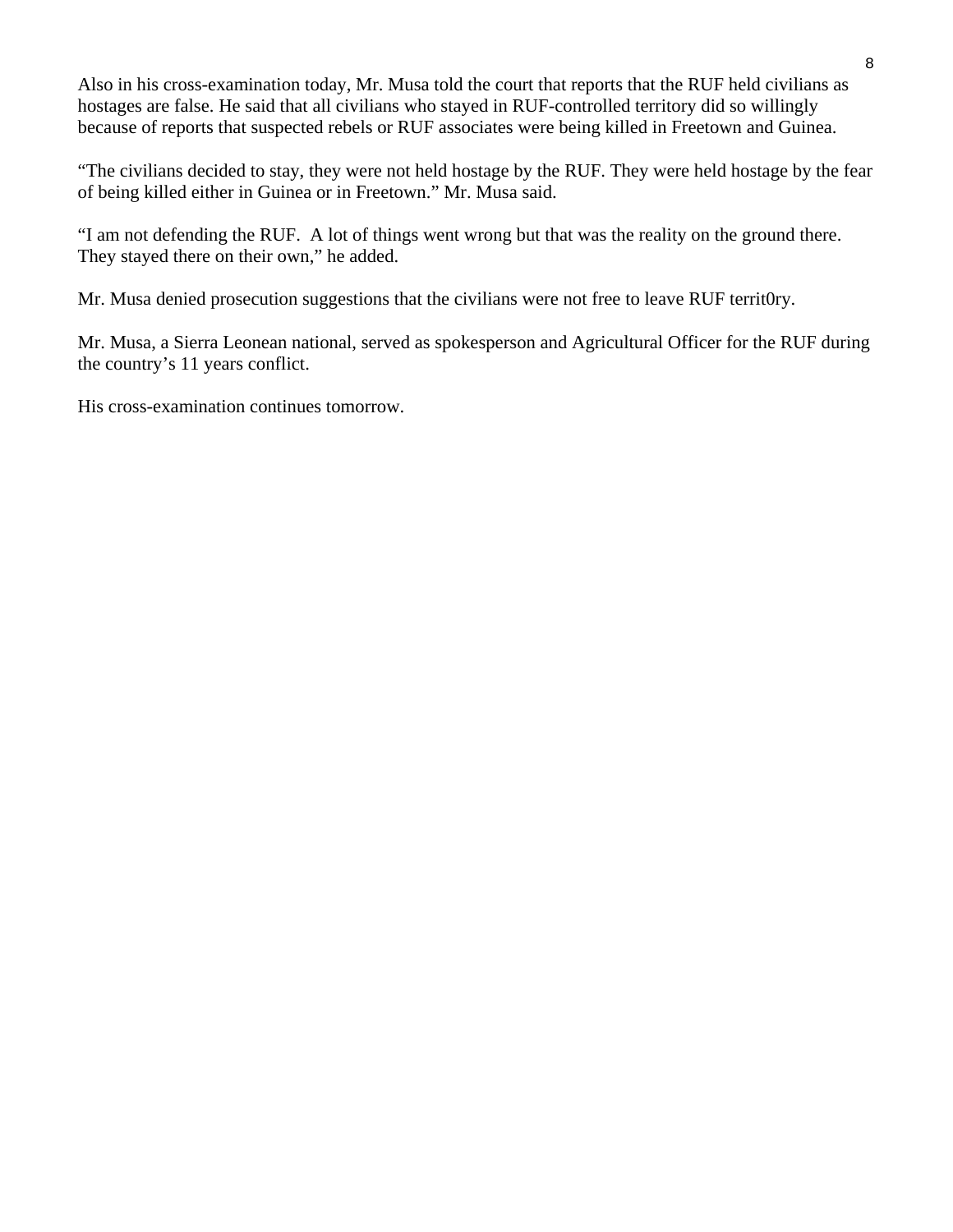Also in his cross-examination today, Mr. Musa told the court that reports that the RUF held civilians as hostages are false. He said that all civilians who stayed in RUF-controlled territory did so willingly because of reports that suspected rebels or RUF associates were being killed in Freetown and Guinea.

"The civilians decided to stay, they were not held hostage by the RUF. They were held hostage by the fear of being killed either in Guinea or in Freetown." Mr. Musa said.

"I am not defending the RUF. A lot of things went wrong but that was the reality on the ground there. They stayed there on their own," he added.

Mr. Musa denied prosecution suggestions that the civilians were not free to leave RUF territ0ry.

Mr. Musa, a Sierra Leonean national, served as spokesperson and Agricultural Officer for the RUF during the country's 11 years conflict.

His cross-examination continues tomorrow.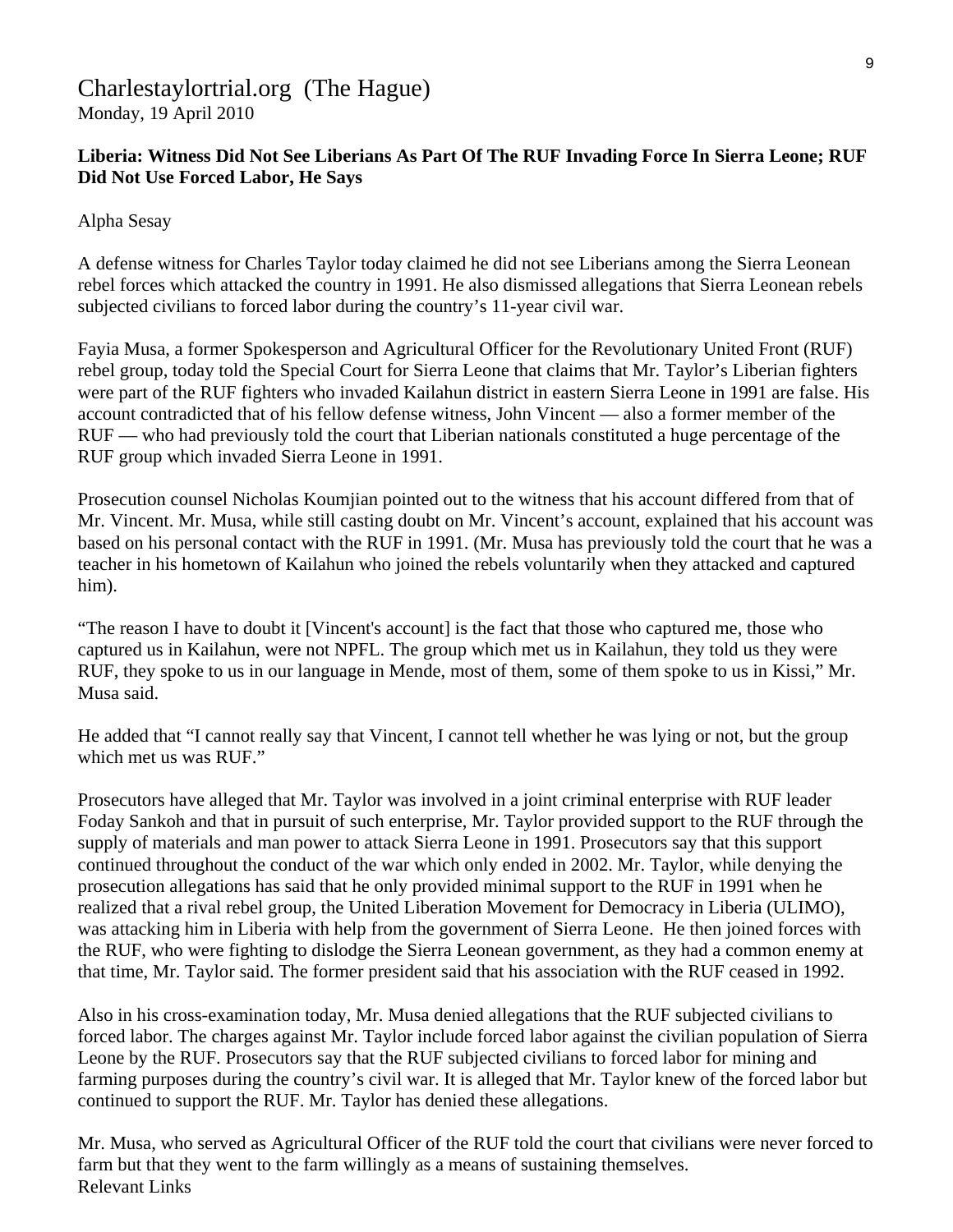Charlestaylortrial.org (The Hague)
Monday, 19 April 2010

**Liberia: Witness Did Not See Liberians As Part Of The RUF Invading Force In Sierra Leone; RUF Did Not Use Forced Labor, He Says**

Alpha Sesay

A defense witness for Charles Taylor today claimed he did not see Liberians among the Sierra Leonean rebel forces which attacked the country in 1991. He also dismissed allegations that Sierra Leonean rebels subjected civilians to forced labor during the country's 11-year civil war.

Fayia Musa, a former Spokesperson and Agricultural Officer for the Revolutionary United Front (RUF) rebel group, today told the Special Court for Sierra Leone that claims that Mr. Taylor's Liberian fighters were part of the RUF fighters who invaded Kailahun district in eastern Sierra Leone in 1991 are false. His account contradicted that of his fellow defense witness, John Vincent — also a former member of the RUF — who had previously told the court that Liberian nationals constituted a huge percentage of the RUF group which invaded Sierra Leone in 1991.

Prosecution counsel Nicholas Koumjian pointed out to the witness that his account differed from that of Mr. Vincent. Mr. Musa, while still casting doubt on Mr. Vincent's account, explained that his account was based on his personal contact with the RUF in 1991. (Mr. Musa has previously told the court that he was a teacher in his hometown of Kailahun who joined the rebels voluntarily when they attacked and captured him).

"The reason I have to doubt it [Vincent's account] is the fact that those who captured me, those who captured us in Kailahun, were not NPFL. The group which met us in Kailahun, they told us they were RUF, they spoke to us in our language in Mende, most of them, some of them spoke to us in Kissi," Mr. Musa said.

He added that "I cannot really say that Vincent, I cannot tell whether he was lying or not, but the group which met us was RUF."

Prosecutors have alleged that Mr. Taylor was involved in a joint criminal enterprise with RUF leader Foday Sankoh and that in pursuit of such enterprise, Mr. Taylor provided support to the RUF through the supply of materials and man power to attack Sierra Leone in 1991. Prosecutors say that this support continued throughout the conduct of the war which only ended in 2002. Mr. Taylor, while denying the prosecution allegations has said that he only provided minimal support to the RUF in 1991 when he realized that a rival rebel group, the United Liberation Movement for Democracy in Liberia (ULIMO), was attacking him in Liberia with help from the government of Sierra Leone. He then joined forces with the RUF, who were fighting to dislodge the Sierra Leonean government, as they had a common enemy at that time, Mr. Taylor said. The former president said that his association with the RUF ceased in 1992.

Also in his cross-examination today, Mr. Musa denied allegations that the RUF subjected civilians to forced labor. The charges against Mr. Taylor include forced labor against the civilian population of Sierra Leone by the RUF. Prosecutors say that the RUF subjected civilians to forced labor for mining and farming purposes during the country's civil war. It is alleged that Mr. Taylor knew of the forced labor but continued to support the RUF. Mr. Taylor has denied these allegations.

Mr. Musa, who served as Agricultural Officer of the RUF told the court that civilians were never forced to farm but that they went to the farm willingly as a means of sustaining themselves.
Relevant Links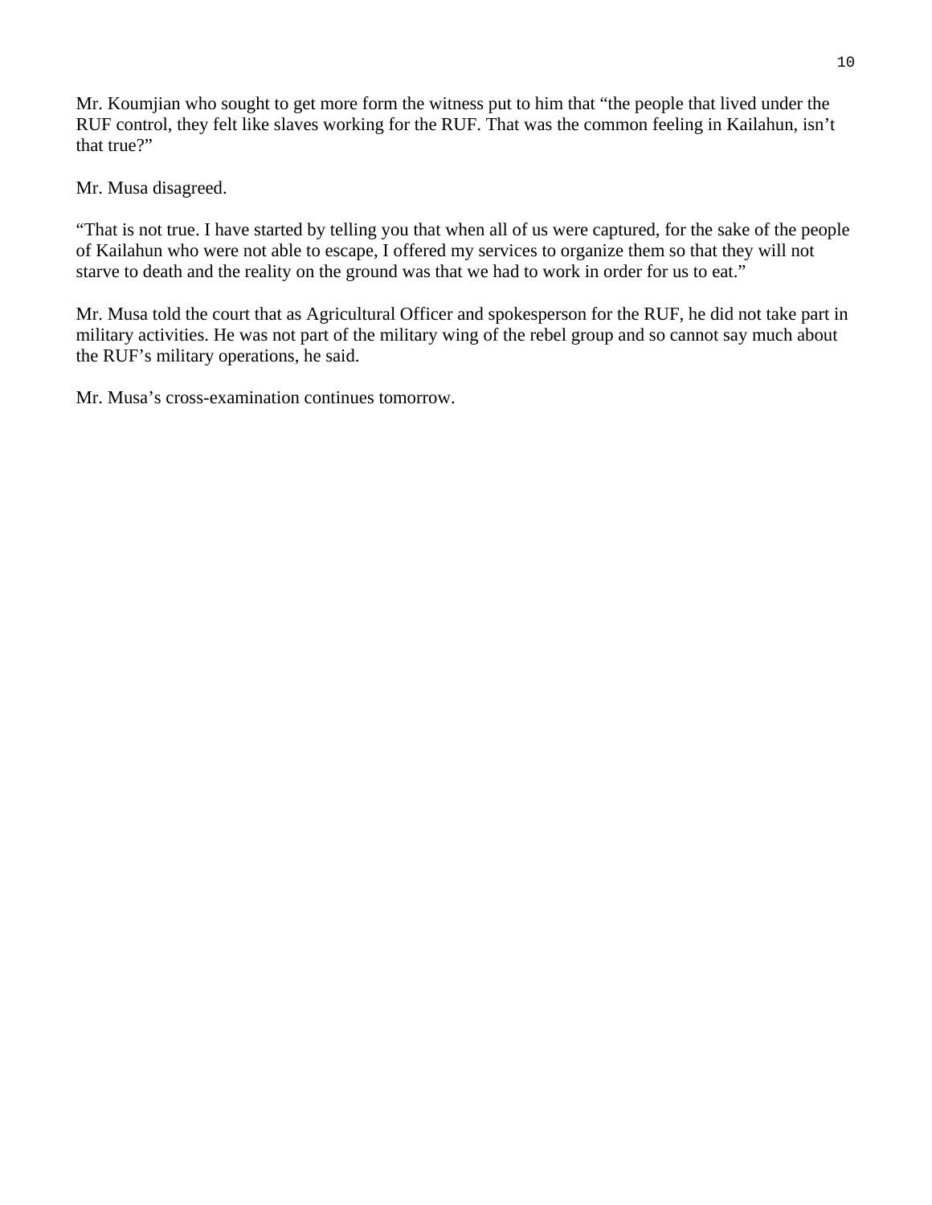Mr. Koumjian who sought to get more form the witness put to him that “the people that lived under the RUF control, they felt like slaves working for the RUF. That was the common feeling in Kailahun, isn’t that true?”

Mr. Musa disagreed.

“That is not true. I have started by telling you that when all of us were captured, for the sake of the people of Kailahun who were not able to escape, I offered my services to organize them so that they will not starve to death and the reality on the ground was that we had to work in order for us to eat.”

Mr. Musa told the court that as Agricultural Officer and spokesperson for the RUF, he did not take part in military activities. He was not part of the military wing of the rebel group and so cannot say much about the RUF’s military operations, he said.

Mr. Musa’s cross-examination continues tomorrow.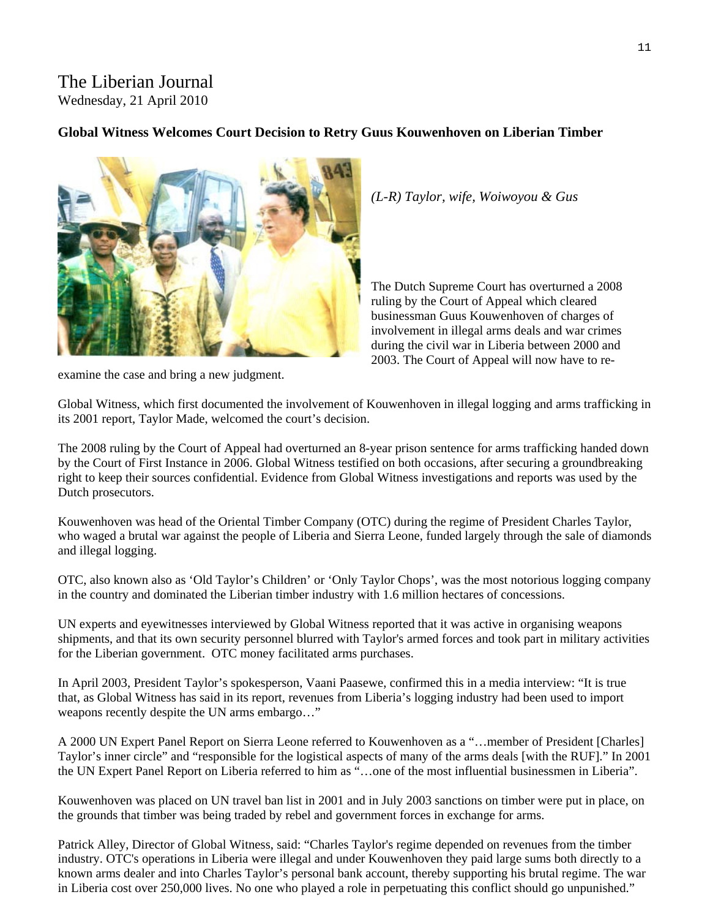# The Liberian Journal

Wednesday, 21 April 2010

**Global Witness Welcomes Court Decision to Retry Guus Kouwenhoven on Liberian Timber**

*(L-R) Taylor, wife, Woiwoyou & Gus*

The Dutch Supreme Court has overturned a 2008 ruling by the Court of Appeal which cleared businessman Guus Kouwenhoven of charges of involvement in illegal arms deals and war crimes during the civil war in Liberia between 2000 and 2003. The Court of Appeal will now have to re-examine the case and bring a new judgment.

Global Witness, which first documented the involvement of Kouwenhoven in illegal logging and arms trafficking in its 2001 report, Taylor Made, welcomed the court's decision.

The 2008 ruling by the Court of Appeal had overturned an 8-year prison sentence for arms trafficking handed down by the Court of First Instance in 2006. Global Witness testified on both occasions, after securing a groundbreaking right to keep their sources confidential. Evidence from Global Witness investigations and reports was used by the Dutch prosecutors.

Kouwenhoven was head of the Oriental Timber Company (OTC) during the regime of President Charles Taylor, who waged a brutal war against the people of Liberia and Sierra Leone, funded largely through the sale of diamonds and illegal logging.

OTC, also known also as 'Old Taylor's Children' or 'Only Taylor Chops', was the most notorious logging company in the country and dominated the Liberian timber industry with 1.6 million hectares of concessions.

UN experts and eyewitnesses interviewed by Global Witness reported that it was active in organising weapons shipments, and that its own security personnel blurred with Taylor's armed forces and took part in military activities for the Liberian government. OTC money facilitated arms purchases.

In April 2003, President Taylor's spokesperson, Vaani Paasewe, confirmed this in a media interview: "It is true that, as Global Witness has said in its report, revenues from Liberia's logging industry had been used to import weapons recently despite the UN arms embargo…"

A 2000 UN Expert Panel Report on Sierra Leone referred to Kouwenhoven as a "…member of President [Charles] Taylor's inner circle" and "responsible for the logistical aspects of many of the arms deals [with the RUF]." In 2001 the UN Expert Panel Report on Liberia referred to him as "…one of the most influential businessmen in Liberia".

Kouwenhoven was placed on UN travel ban list in 2001 and in July 2003 sanctions on timber were put in place, on the grounds that timber was being traded by rebel and government forces in exchange for arms.

Patrick Alley, Director of Global Witness, said: "Charles Taylor's regime depended on revenues from the timber industry. OTC's operations in Liberia were illegal and under Kouwenhoven they paid large sums both directly to a known arms dealer and into Charles Taylor's personal bank account, thereby supporting his brutal regime. The war in Liberia cost over 250,000 lives. No one who played a role in perpetuating this conflict should go unpunished."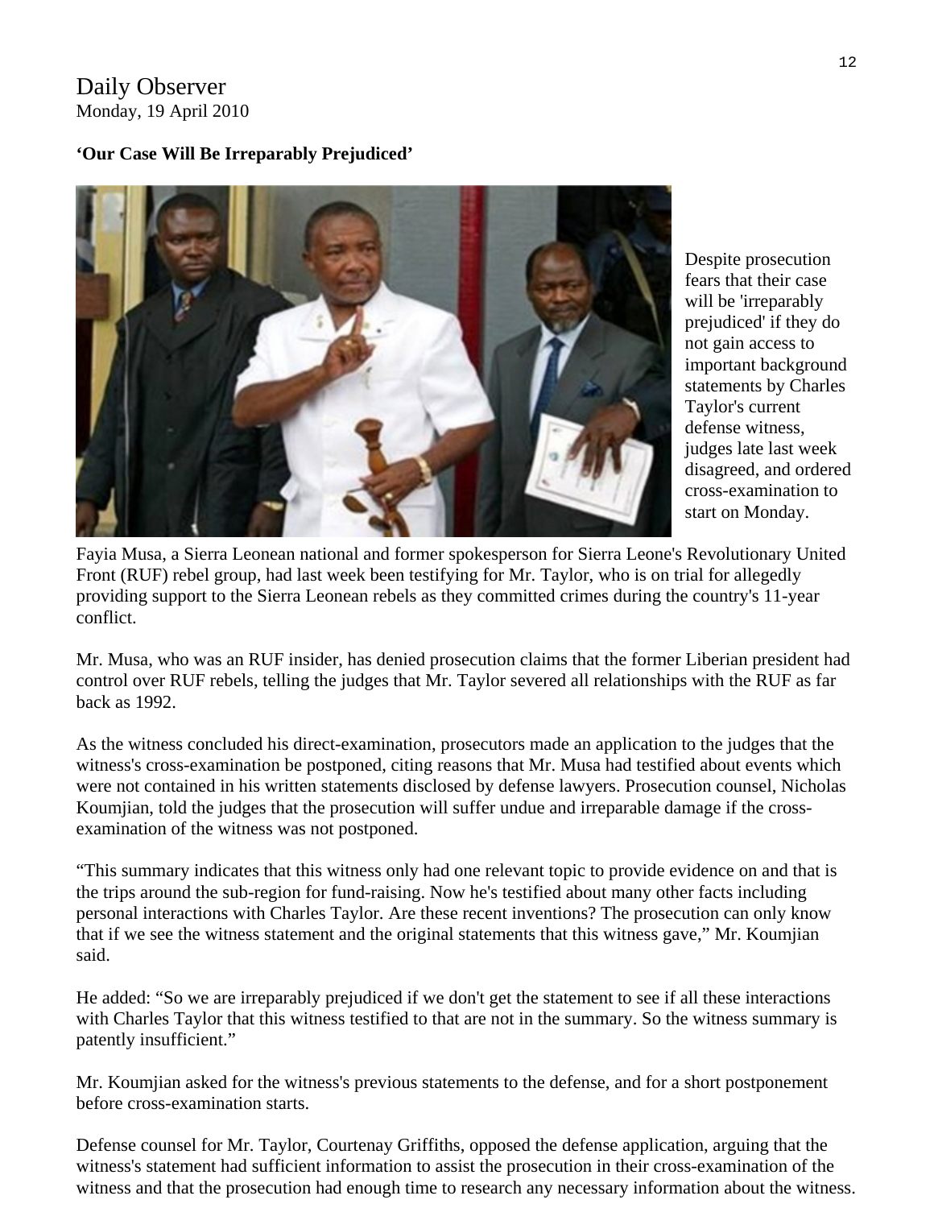Daily Observer
Monday, 19 April 2010

**'Our Case Will Be Irreparably Prejudiced'**

Despite prosecution fears that their case will be 'irreparably prejudiced' if they do not gain access to important background statements by Charles Taylor's current defense witness, judges late last week disagreed, and ordered cross-examination to start on Monday.

Fayia Musa, a Sierra Leonean national and former spokesperson for Sierra Leone's Revolutionary United Front (RUF) rebel group, had last week been testifying for Mr. Taylor, who is on trial for allegedly providing support to the Sierra Leonean rebels as they committed crimes during the country's 11-year conflict.

Mr. Musa, who was an RUF insider, has denied prosecution claims that the former Liberian president had control over RUF rebels, telling the judges that Mr. Taylor severed all relationships with the RUF as far back as 1992.

As the witness concluded his direct-examination, prosecutors made an application to the judges that the witness's cross-examination be postponed, citing reasons that Mr. Musa had testified about events which were not contained in his written statements disclosed by defense lawyers. Prosecution counsel, Nicholas Koumjian, told the judges that the prosecution will suffer undue and irreparable damage if the cross-examination of the witness was not postponed.

"This summary indicates that this witness only had one relevant topic to provide evidence on and that is the trips around the sub-region for fund-raising. Now he's testified about many other facts including personal interactions with Charles Taylor. Are these recent inventions? The prosecution can only know that if we see the witness statement and the original statements that this witness gave," Mr. Koumjian said.

He added: "So we are irreparably prejudiced if we don't get the statement to see if all these interactions with Charles Taylor that this witness testified to that are not in the summary. So the witness summary is patently insufficient."

Mr. Koumjian asked for the witness's previous statements to the defense, and for a short postponement before cross-examination starts.

Defense counsel for Mr. Taylor, Courtenay Griffiths, opposed the defense application, arguing that the witness's statement had sufficient information to assist the prosecution in their cross-examination of the witness and that the prosecution had enough time to research any necessary information about the witness.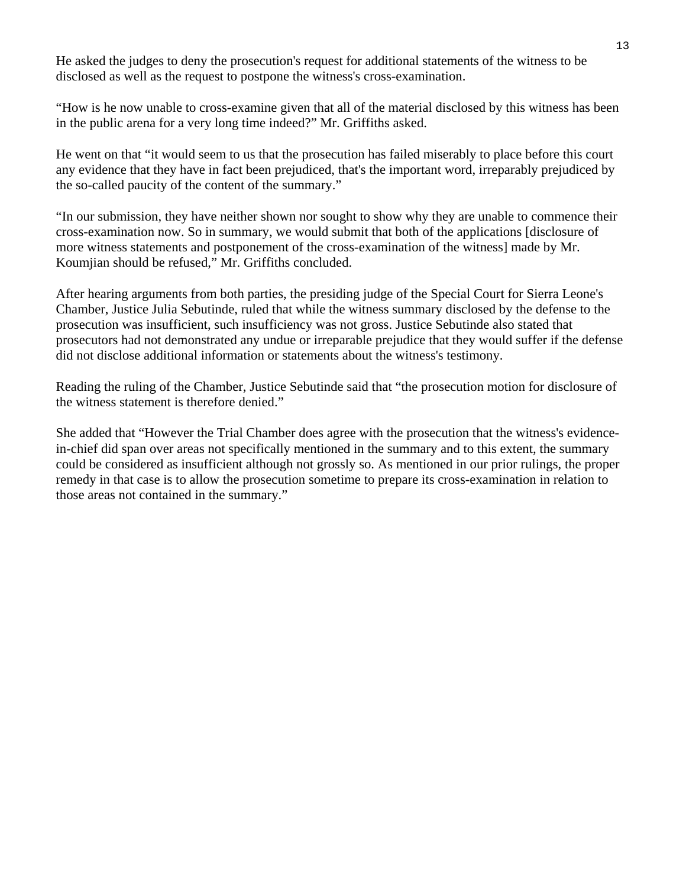He asked the judges to deny the prosecution's request for additional statements of the witness to be disclosed as well as the request to postpone the witness's cross-examination.

“How is he now unable to cross-examine given that all of the material disclosed by this witness has been in the public arena for a very long time indeed?” Mr. Griffiths asked.

He went on that “it would seem to us that the prosecution has failed miserably to place before this court any evidence that they have in fact been prejudiced, that's the important word, irreparably prejudiced by the so-called paucity of the content of the summary.”

“In our submission, they have neither shown nor sought to show why they are unable to commence their cross-examination now. So in summary, we would submit that both of the applications [disclosure of more witness statements and postponement of the cross-examination of the witness] made by Mr. Koumjian should be refused,” Mr. Griffiths concluded.

After hearing arguments from both parties, the presiding judge of the Special Court for Sierra Leone's Chamber, Justice Julia Sebutinde, ruled that while the witness summary disclosed by the defense to the prosecution was insufficient, such insufficiency was not gross. Justice Sebutinde also stated that prosecutors had not demonstrated any undue or irreparable prejudice that they would suffer if the defense did not disclose additional information or statements about the witness's testimony.

Reading the ruling of the Chamber, Justice Sebutinde said that “the prosecution motion for disclosure of the witness statement is therefore denied.”

She added that “However the Trial Chamber does agree with the prosecution that the witness's evidence-in-chief did span over areas not specifically mentioned in the summary and to this extent, the summary could be considered as insufficient although not grossly so. As mentioned in our prior rulings, the proper remedy in that case is to allow the prosecution sometime to prepare its cross-examination in relation to those areas not contained in the summary.”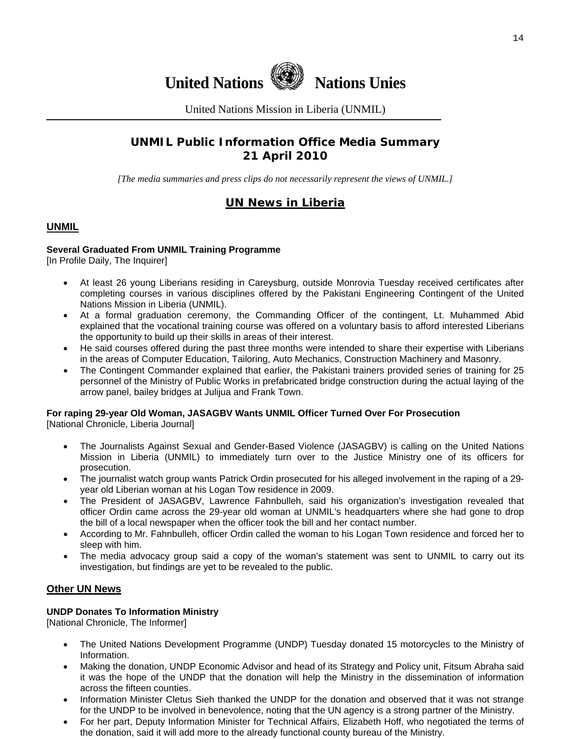# United Nations Nations Unies

United Nations Mission in Liberia (UNMIL)

## UNMIL Public Information Office Media Summary 21 April 2010

*[The media summaries and press clips do not necessarily represent the views of UNMIL.]*

## UN News in Liberia

### UNMIL

**Several Graduated From UNMIL Training Programme**
[In Profile Daily, The Inquirer]

- At least 26 young Liberians residing in Careysburg, outside Monrovia Tuesday received certificates after completing courses in various disciplines offered by the Pakistani Engineering Contingent of the United Nations Mission in Liberia (UNMIL).
- At a formal graduation ceremony, the Commanding Officer of the contingent, Lt. Muhammed Abid explained that the vocational training course was offered on a voluntary basis to afford interested Liberians the opportunity to build up their skills in areas of their interest.
- He said courses offered during the past three months were intended to share their expertise with Liberians in the areas of Computer Education, Tailoring, Auto Mechanics, Construction Machinery and Masonry.
- The Contingent Commander explained that earlier, the Pakistani trainers provided series of training for 25 personnel of the Ministry of Public Works in prefabricated bridge construction during the actual laying of the arrow panel, bailey bridges at Julijua and Frank Town.

**For raping 29-year Old Woman, JASAGBV Wants UNMIL Officer Turned Over For Prosecution**
[National Chronicle, Liberia Journal]

- The Journalists Against Sexual and Gender-Based Violence (JASAGBV) is calling on the United Nations Mission in Liberia (UNMIL) to immediately turn over to the Justice Ministry one of its officers for prosecution.
- The journalist watch group wants Patrick Ordin prosecuted for his alleged involvement in the raping of a 29-year old Liberian woman at his Logan Tow residence in 2009.
- The President of JASAGBV, Lawrence Fahnbulleh, said his organization's investigation revealed that officer Ordin came across the 29-year old woman at UNMIL's headquarters where she had gone to drop the bill of a local newspaper when the officer took the bill and her contact number.
- According to Mr. Fahnbulleh, officer Ordin called the woman to his Logan Town residence and forced her to sleep with him.
- The media advocacy group said a copy of the woman's statement was sent to UNMIL to carry out its investigation, but findings are yet to be revealed to the public.

### Other UN News

**UNDP Donates To Information Ministry**
[National Chronicle, The Informer]

- The United Nations Development Programme (UNDP) Tuesday donated 15 motorcycles to the Ministry of Information.
- Making the donation, UNDP Economic Advisor and head of its Strategy and Policy unit, Fitsum Abraha said it was the hope of the UNDP that the donation will help the Ministry in the dissemination of information across the fifteen counties.
- Information Minister Cletus Sieh thanked the UNDP for the donation and observed that it was not strange for the UNDP to be involved in benevolence, noting that the UN agency is a strong partner of the Ministry.
- For her part, Deputy Information Minister for Technical Affairs, Elizabeth Hoff, who negotiated the terms of the donation, said it will add more to the already functional county bureau of the Ministry.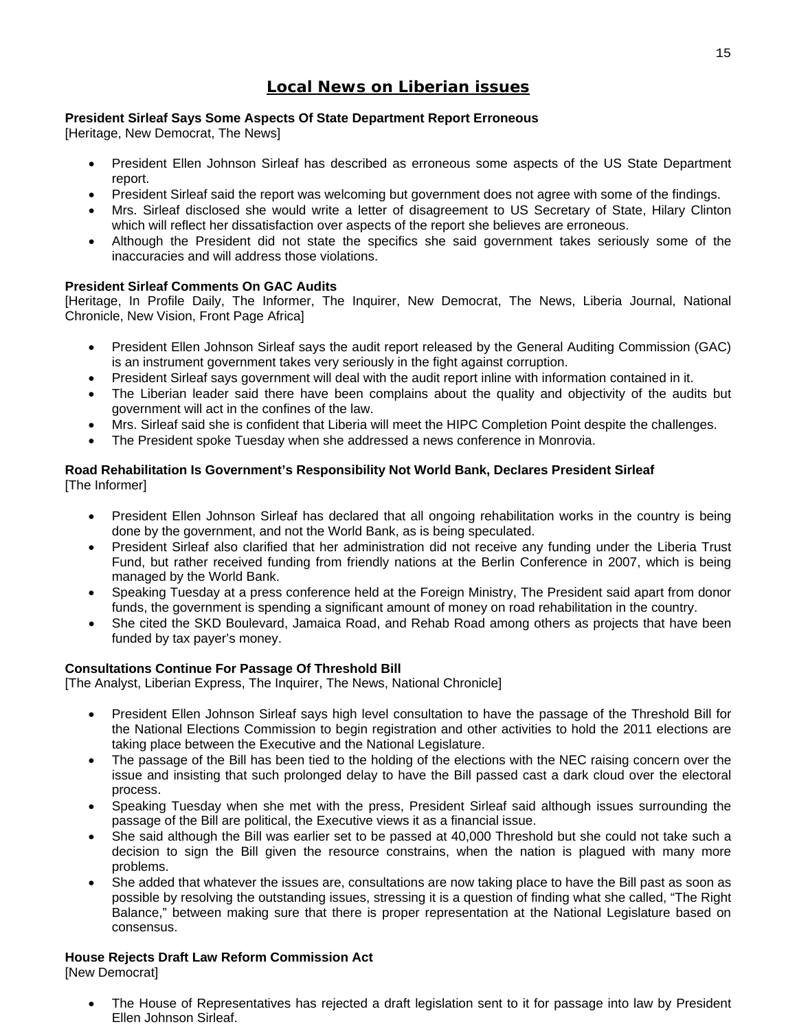# Local News on Liberian issues

**President Sirleaf Says Some Aspects Of State Department Report Erroneous**
[Heritage, New Democrat, The News]

- President Ellen Johnson Sirleaf has described as erroneous some aspects of the US State Department report.
- President Sirleaf said the report was welcoming but government does not agree with some of the findings.
- Mrs. Sirleaf disclosed she would write a letter of disagreement to US Secretary of State, Hilary Clinton which will reflect her dissatisfaction over aspects of the report she believes are erroneous.
- Although the President did not state the specifics she said government takes seriously some of the inaccuracies and will address those violations.

**President Sirleaf Comments On GAC Audits**
[Heritage, In Profile Daily, The Informer, The Inquirer, New Democrat, The News, Liberia Journal, National Chronicle, New Vision, Front Page Africa]

- President Ellen Johnson Sirleaf says the audit report released by the General Auditing Commission (GAC) is an instrument government takes very seriously in the fight against corruption.
- President Sirleaf says government will deal with the audit report inline with information contained in it.
- The Liberian leader said there have been complains about the quality and objectivity of the audits but government will act in the confines of the law.
- Mrs. Sirleaf said she is confident that Liberia will meet the HIPC Completion Point despite the challenges.
- The President spoke Tuesday when she addressed a news conference in Monrovia.

**Road Rehabilitation Is Government's Responsibility Not World Bank, Declares President Sirleaf**
[The Informer]

- President Ellen Johnson Sirleaf has declared that all ongoing rehabilitation works in the country is being done by the government, and not the World Bank, as is being speculated.
- President Sirleaf also clarified that her administration did not receive any funding under the Liberia Trust Fund, but rather received funding from friendly nations at the Berlin Conference in 2007, which is being managed by the World Bank.
- Speaking Tuesday at a press conference held at the Foreign Ministry, The President said apart from donor funds, the government is spending a significant amount of money on road rehabilitation in the country.
- She cited the SKD Boulevard, Jamaica Road, and Rehab Road among others as projects that have been funded by tax payer's money.

**Consultations Continue For Passage Of Threshold Bill**
[The Analyst, Liberian Express, The Inquirer, The News, National Chronicle]

- President Ellen Johnson Sirleaf says high level consultation to have the passage of the Threshold Bill for the National Elections Commission to begin registration and other activities to hold the 2011 elections are taking place between the Executive and the National Legislature.
- The passage of the Bill has been tied to the holding of the elections with the NEC raising concern over the issue and insisting that such prolonged delay to have the Bill passed cast a dark cloud over the electoral process.
- Speaking Tuesday when she met with the press, President Sirleaf said although issues surrounding the passage of the Bill are political, the Executive views it as a financial issue.
- She said although the Bill was earlier set to be passed at 40,000 Threshold but she could not take such a decision to sign the Bill given the resource constrains, when the nation is plagued with many more problems.
- She added that whatever the issues are, consultations are now taking place to have the Bill past as soon as possible by resolving the outstanding issues, stressing it is a question of finding what she called, "The Right Balance," between making sure that there is proper representation at the National Legislature based on consensus.

**House Rejects Draft Law Reform Commission Act**
[New Democrat]

- The House of Representatives has rejected a draft legislation sent to it for passage into law by President Ellen Johnson Sirleaf.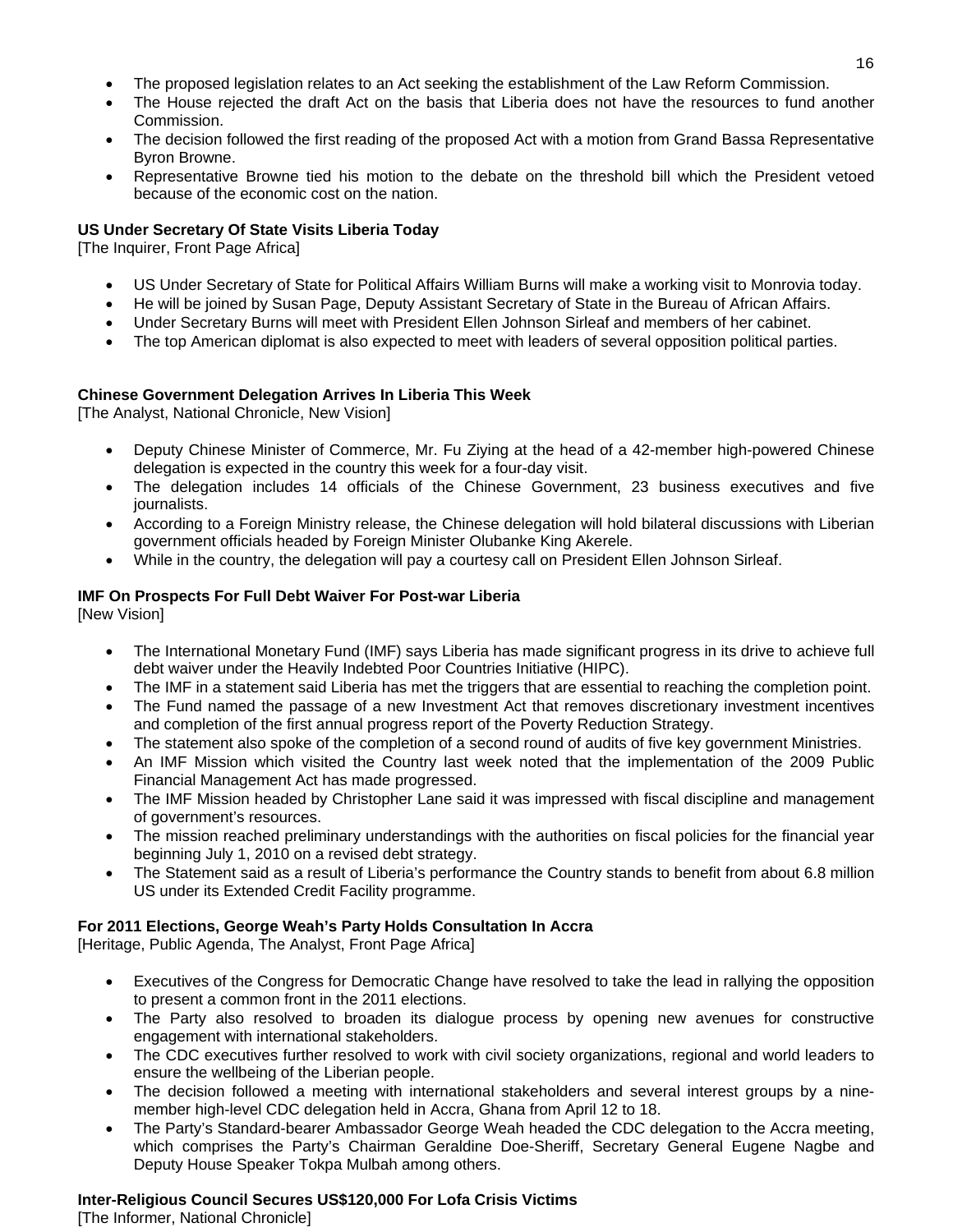- The proposed legislation relates to an Act seeking the establishment of the Law Reform Commission.
- The House rejected the draft Act on the basis that Liberia does not have the resources to fund another Commission.
- The decision followed the first reading of the proposed Act with a motion from Grand Bassa Representative Byron Browne.
- Representative Browne tied his motion to the debate on the threshold bill which the President vetoed because of the economic cost on the nation.

**US Under Secretary Of State Visits Liberia Today**
[The Inquirer, Front Page Africa]

- US Under Secretary of State for Political Affairs William Burns will make a working visit to Monrovia today.
- He will be joined by Susan Page, Deputy Assistant Secretary of State in the Bureau of African Affairs.
- Under Secretary Burns will meet with President Ellen Johnson Sirleaf and members of her cabinet.
- The top American diplomat is also expected to meet with leaders of several opposition political parties.

**Chinese Government Delegation Arrives In Liberia This Week**
[The Analyst, National Chronicle, New Vision]

- Deputy Chinese Minister of Commerce, Mr. Fu Ziying at the head of a 42-member high-powered Chinese delegation is expected in the country this week for a four-day visit.
- The delegation includes 14 officials of the Chinese Government, 23 business executives and five journalists.
- According to a Foreign Ministry release, the Chinese delegation will hold bilateral discussions with Liberian government officials headed by Foreign Minister Olubanke King Akerele.
- While in the country, the delegation will pay a courtesy call on President Ellen Johnson Sirleaf.

**IMF On Prospects For Full Debt Waiver For Post-war Liberia**
[New Vision]

- The International Monetary Fund (IMF) says Liberia has made significant progress in its drive to achieve full debt waiver under the Heavily Indebted Poor Countries Initiative (HIPC).
- The IMF in a statement said Liberia has met the triggers that are essential to reaching the completion point.
- The Fund named the passage of a new Investment Act that removes discretionary investment incentives and completion of the first annual progress report of the Poverty Reduction Strategy.
- The statement also spoke of the completion of a second round of audits of five key government Ministries.
- An IMF Mission which visited the Country last week noted that the implementation of the 2009 Public Financial Management Act has made progressed.
- The IMF Mission headed by Christopher Lane said it was impressed with fiscal discipline and management of government's resources.
- The mission reached preliminary understandings with the authorities on fiscal policies for the financial year beginning July 1, 2010 on a revised debt strategy.
- The Statement said as a result of Liberia's performance the Country stands to benefit from about 6.8 million US under its Extended Credit Facility programme.

**For 2011 Elections, George Weah's Party Holds Consultation In Accra**
[Heritage, Public Agenda, The Analyst, Front Page Africa]

- Executives of the Congress for Democratic Change have resolved to take the lead in rallying the opposition to present a common front in the 2011 elections.
- The Party also resolved to broaden its dialogue process by opening new avenues for constructive engagement with international stakeholders.
- The CDC executives further resolved to work with civil society organizations, regional and world leaders to ensure the wellbeing of the Liberian people.
- The decision followed a meeting with international stakeholders and several interest groups by a nine-member high-level CDC delegation held in Accra, Ghana from April 12 to 18.
- The Party's Standard-bearer Ambassador George Weah headed the CDC delegation to the Accra meeting, which comprises the Party's Chairman Geraldine Doe-Sheriff, Secretary General Eugene Nagbe and Deputy House Speaker Tokpa Mulbah among others.

**Inter-Religious Council Secures US$120,000 For Lofa Crisis Victims**
[The Informer, National Chronicle]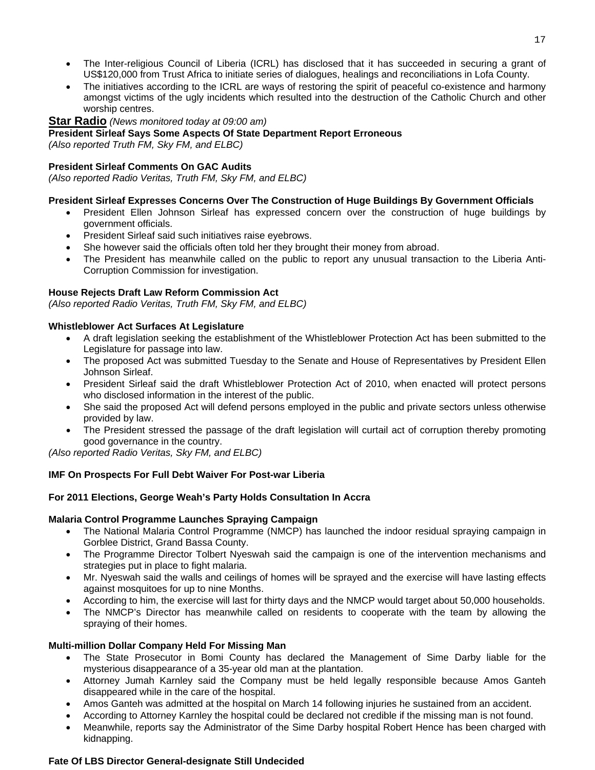- The Inter-religious Council of Liberia (ICRL) has disclosed that it has succeeded in securing a grant of US$120,000 from Trust Africa to initiate series of dialogues, healings and reconciliations in Lofa County.
- The initiatives according to the ICRL are ways of restoring the spirit of peaceful co-existence and harmony amongst victims of the ugly incidents which resulted into the destruction of the Catholic Church and other worship centres.

## Star Radio *(News monitored today at 09:00 am)*

**President Sirleaf Says Some Aspects Of State Department Report Erroneous**
*(Also reported Truth FM, Sky FM, and ELBC)*

**President Sirleaf Comments On GAC Audits**
*(Also reported Radio Veritas, Truth FM, Sky FM, and ELBC)*

**President Sirleaf Expresses Concerns Over The Construction of Huge Buildings By Government Officials**

- President Ellen Johnson Sirleaf has expressed concern over the construction of huge buildings by government officials.
- President Sirleaf said such initiatives raise eyebrows.
- She however said the officials often told her they brought their money from abroad.
- The President has meanwhile called on the public to report any unusual transaction to the Liberia Anti-Corruption Commission for investigation.

**House Rejects Draft Law Reform Commission Act**
*(Also reported Radio Veritas, Truth FM, Sky FM, and ELBC)*

**Whistleblower Act Surfaces At Legislature**

- A draft legislation seeking the establishment of the Whistleblower Protection Act has been submitted to the Legislature for passage into law.
- The proposed Act was submitted Tuesday to the Senate and House of Representatives by President Ellen Johnson Sirleaf.
- President Sirleaf said the draft Whistleblower Protection Act of 2010, when enacted will protect persons who disclosed information in the interest of the public.
- She said the proposed Act will defend persons employed in the public and private sectors unless otherwise provided by law.
- The President stressed the passage of the draft legislation will curtail act of corruption thereby promoting good governance in the country.

*(Also reported Radio Veritas, Sky FM, and ELBC)*

**IMF On Prospects For Full Debt Waiver For Post-war Liberia**

**For 2011 Elections, George Weah's Party Holds Consultation In Accra**

**Malaria Control Programme Launches Spraying Campaign**

- The National Malaria Control Programme (NMCP) has launched the indoor residual spraying campaign in Gorblee District, Grand Bassa County.
- The Programme Director Tolbert Nyeswah said the campaign is one of the intervention mechanisms and strategies put in place to fight malaria.
- Mr. Nyeswah said the walls and ceilings of homes will be sprayed and the exercise will have lasting effects against mosquitoes for up to nine Months.
- According to him, the exercise will last for thirty days and the NMCP would target about 50,000 households.
- The NMCP's Director has meanwhile called on residents to cooperate with the team by allowing the spraying of their homes.

**Multi-million Dollar Company Held For Missing Man**

- The State Prosecutor in Bomi County has declared the Management of Sime Darby liable for the mysterious disappearance of a 35-year old man at the plantation.
- Attorney Jumah Karnley said the Company must be held legally responsible because Amos Ganteh disappeared while in the care of the hospital.
- Amos Ganteh was admitted at the hospital on March 14 following injuries he sustained from an accident.
- According to Attorney Karnley the hospital could be declared not credible if the missing man is not found.
- Meanwhile, reports say the Administrator of the Sime Darby hospital Robert Hence has been charged with kidnapping.

**Fate Of LBS Director General-designate Still Undecided**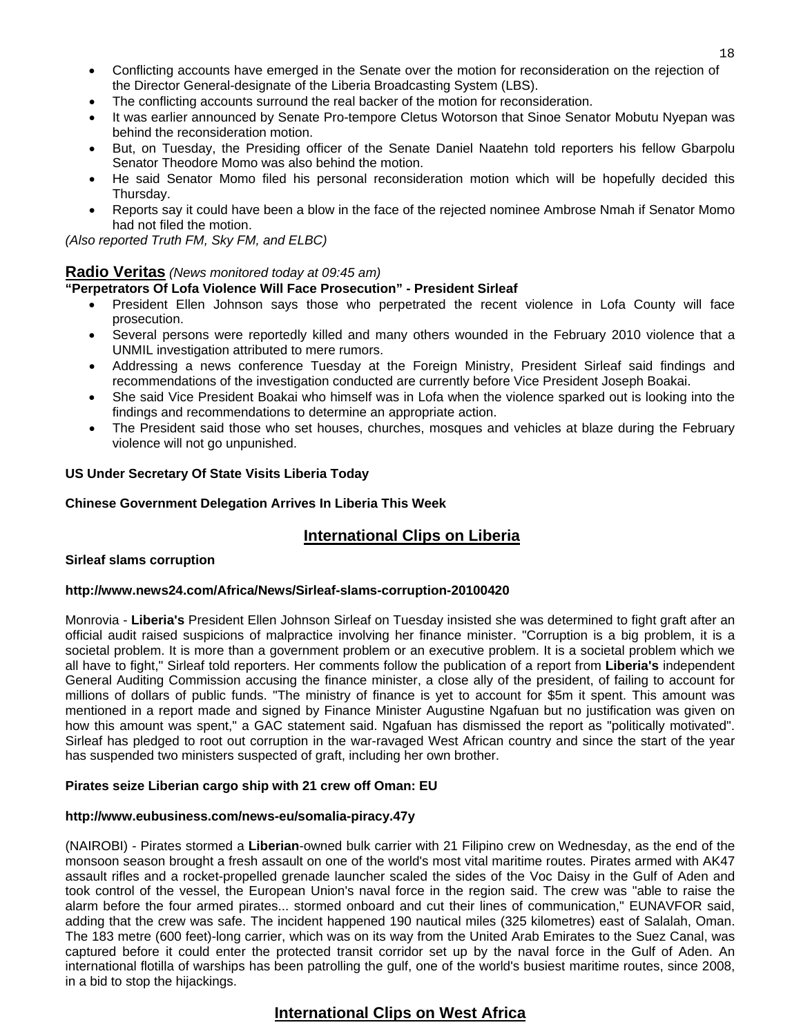- Conflicting accounts have emerged in the Senate over the motion for reconsideration on the rejection of the Director General-designate of the Liberia Broadcasting System (LBS).
- The conflicting accounts surround the real backer of the motion for reconsideration.
- It was earlier announced by Senate Pro-tempore Cletus Wotorson that Sinoe Senator Mobutu Nyepan was behind the reconsideration motion.
- But, on Tuesday, the Presiding officer of the Senate Daniel Naatehn told reporters his fellow Gbarpolu Senator Theodore Momo was also behind the motion.
- He said Senator Momo filed his personal reconsideration motion which will be hopefully decided this Thursday.
- Reports say it could have been a blow in the face of the rejected nominee Ambrose Nmah if Senator Momo had not filed the motion.

*(Also reported Truth FM, Sky FM, and ELBC)*

## Radio Veritas *(News monitored today at 09:45 am)*

**"Perpetrators Of Lofa Violence Will Face Prosecution" - President Sirleaf**

- President Ellen Johnson says those who perpetrated the recent violence in Lofa County will face prosecution.
- Several persons were reportedly killed and many others wounded in the February 2010 violence that a UNMIL investigation attributed to mere rumors.
- Addressing a news conference Tuesday at the Foreign Ministry, President Sirleaf said findings and recommendations of the investigation conducted are currently before Vice President Joseph Boakai.
- She said Vice President Boakai who himself was in Lofa when the violence sparked out is looking into the findings and recommendations to determine an appropriate action.
- The President said those who set houses, churches, mosques and vehicles at blaze during the February violence will not go unpunished.

**US Under Secretary Of State Visits Liberia Today**

**Chinese Government Delegation Arrives In Liberia This Week**

## International Clips on Liberia

**Sirleaf slams corruption**

**http://www.news24.com/Africa/News/Sirleaf-slams-corruption-20100420**

Monrovia - **Liberia's** President Ellen Johnson Sirleaf on Tuesday insisted she was determined to fight graft after an official audit raised suspicions of malpractice involving her finance minister. "Corruption is a big problem, it is a societal problem. It is more than a government problem or an executive problem. It is a societal problem which we all have to fight," Sirleaf told reporters. Her comments follow the publication of a report from **Liberia's** independent General Auditing Commission accusing the finance minister, a close ally of the president, of failing to account for millions of dollars of public funds. "The ministry of finance is yet to account for $5m it spent. This amount was mentioned in a report made and signed by Finance Minister Augustine Ngafuan but no justification was given on how this amount was spent," a GAC statement said. Ngafuan has dismissed the report as "politically motivated". Sirleaf has pledged to root out corruption in the war-ravaged West African country and since the start of the year has suspended two ministers suspected of graft, including her own brother.

**Pirates seize Liberian cargo ship with 21 crew off Oman: EU**

**http://www.eubusiness.com/news-eu/somalia-piracy.47y**

(NAIROBI) - Pirates stormed a **Liberian**-owned bulk carrier with 21 Filipino crew on Wednesday, as the end of the monsoon season brought a fresh assault on one of the world's most vital maritime routes. Pirates armed with AK47 assault rifles and a rocket-propelled grenade launcher scaled the sides of the Voc Daisy in the Gulf of Aden and took control of the vessel, the European Union's naval force in the region said. The crew was "able to raise the alarm before the four armed pirates... stormed onboard and cut their lines of communication," EUNAVFOR said, adding that the crew was safe. The incident happened 190 nautical miles (325 kilometres) east of Salalah, Oman. The 183 metre (600 feet)-long carrier, which was on its way from the United Arab Emirates to the Suez Canal, was captured before it could enter the protected transit corridor set up by the naval force in the Gulf of Aden. An international flotilla of warships has been patrolling the gulf, one of the world's busiest maritime routes, since 2008, in a bid to stop the hijackings.

## International Clips on West Africa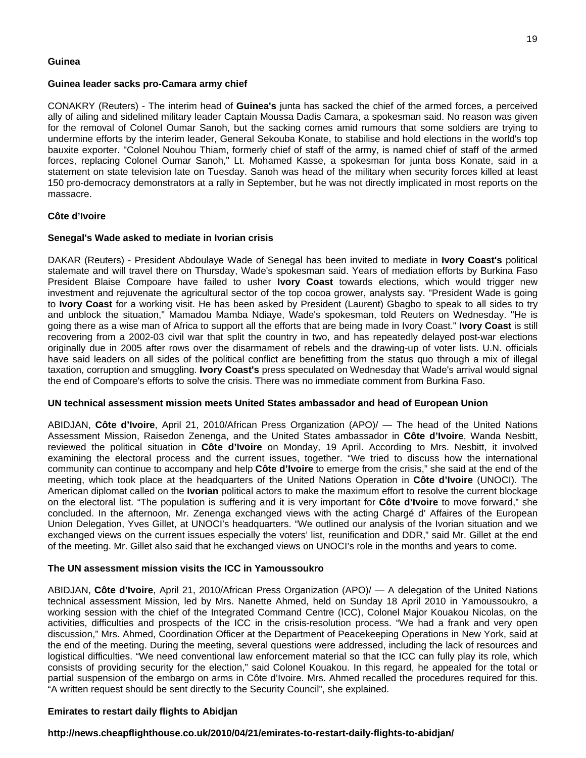## Guinea

### Guinea leader sacks pro-Camara army chief

CONAKRY (Reuters) - The interim head of **Guinea's** junta has sacked the chief of the armed forces, a perceived ally of ailing and sidelined military leader Captain Moussa Dadis Camara, a spokesman said. No reason was given for the removal of Colonel Oumar Sanoh, but the sacking comes amid rumours that some soldiers are trying to undermine efforts by the interim leader, General Sekouba Konate, to stabilise and hold elections in the world's top bauxite exporter. "Colonel Nouhou Thiam, formerly chief of staff of the army, is named chief of staff of the armed forces, replacing Colonel Oumar Sanoh," Lt. Mohamed Kasse, a spokesman for junta boss Konate, said in a statement on state television late on Tuesday. Sanoh was head of the military when security forces killed at least 150 pro-democracy demonstrators at a rally in September, but he was not directly implicated in most reports on the massacre.

## Côte d'Ivoire

### Senegal's Wade asked to mediate in Ivorian crisis

DAKAR (Reuters) - President Abdoulaye Wade of Senegal has been invited to mediate in **Ivory Coast's** political stalemate and will travel there on Thursday, Wade's spokesman said. Years of mediation efforts by Burkina Faso President Blaise Compoare have failed to usher **Ivory Coast** towards elections, which would trigger new investment and rejuvenate the agricultural sector of the top cocoa grower, analysts say. "President Wade is going to **Ivory Coast** for a working visit. He has been asked by President (Laurent) Gbagbo to speak to all sides to try and unblock the situation," Mamadou Mamba Ndiaye, Wade's spokesman, told Reuters on Wednesday. "He is going there as a wise man of Africa to support all the efforts that are being made in Ivory Coast." **Ivory Coast** is still recovering from a 2002-03 civil war that split the country in two, and has repeatedly delayed post-war elections originally due in 2005 after rows over the disarmament of rebels and the drawing-up of voter lists. U.N. officials have said leaders on all sides of the political conflict are benefitting from the status quo through a mix of illegal taxation, corruption and smuggling. **Ivory Coast's** press speculated on Wednesday that Wade's arrival would signal the end of Compoare's efforts to solve the crisis. There was no immediate comment from Burkina Faso.

### UN technical assessment mission meets United States ambassador and head of European Union

ABIDJAN, **Côte d'Ivoire**, April 21, 2010/African Press Organization (APO)/ — The head of the United Nations Assessment Mission, Raisedon Zenenga, and the United States ambassador in **Côte d'Ivoire**, Wanda Nesbitt, reviewed the political situation in **Côte d'Ivoire** on Monday, 19 April. According to Mrs. Nesbitt, it involved examining the electoral process and the current issues, together. "We tried to discuss how the international community can continue to accompany and help **Côte d'Ivoire** to emerge from the crisis," she said at the end of the meeting, which took place at the headquarters of the United Nations Operation in **Côte d'Ivoire** (UNOCI). The American diplomat called on the **Ivorian** political actors to make the maximum effort to resolve the current blockage on the electoral list. "The population is suffering and it is very important for **Côte d'Ivoire** to move forward," she concluded. In the afternoon, Mr. Zenenga exchanged views with the acting Chargé d' Affaires of the European Union Delegation, Yves Gillet, at UNOCI's headquarters. "We outlined our analysis of the Ivorian situation and we exchanged views on the current issues especially the voters' list, reunification and DDR," said Mr. Gillet at the end of the meeting. Mr. Gillet also said that he exchanged views on UNOCI's role in the months and years to come.

### The UN assessment mission visits the ICC in Yamoussoukro

ABIDJAN, **Côte d'Ivoire**, April 21, 2010/African Press Organization (APO)/ — A delegation of the United Nations technical assessment Mission, led by Mrs. Nanette Ahmed, held on Sunday 18 April 2010 in Yamoussoukro, a working session with the chief of the Integrated Command Centre (ICC), Colonel Major Kouakou Nicolas, on the activities, difficulties and prospects of the ICC in the crisis-resolution process. "We had a frank and very open discussion," Mrs. Ahmed, Coordination Officer at the Department of Peacekeeping Operations in New York, said at the end of the meeting. During the meeting, several questions were addressed, including the lack of resources and logistical difficulties. "We need conventional law enforcement material so that the ICC can fully play its role, which consists of providing security for the election," said Colonel Kouakou. In this regard, he appealed for the total or partial suspension of the embargo on arms in Côte d'Ivoire. Mrs. Ahmed recalled the procedures required for this. "A written request should be sent directly to the Security Council", she explained.

### Emirates to restart daily flights to Abidjan

**http://news.cheapflighthouse.co.uk/2010/04/21/emirates-to-restart-daily-flights-to-abidjan/**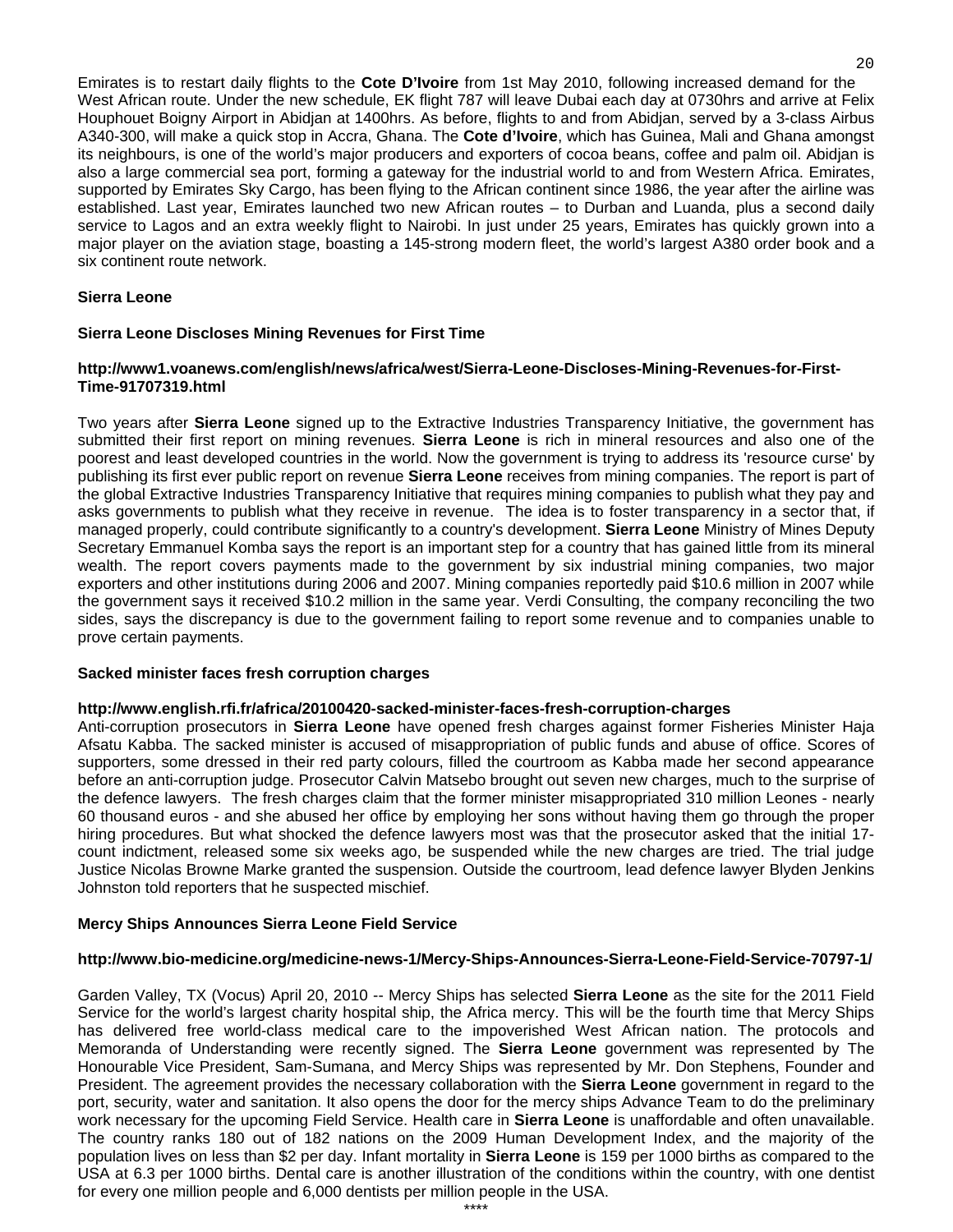Emirates is to restart daily flights to the **Cote D'Ivoire** from 1st May 2010, following increased demand for the West African route. Under the new schedule, EK flight 787 will leave Dubai each day at 0730hrs and arrive at Felix Houphouet Boigny Airport in Abidjan at 1400hrs. As before, flights to and from Abidjan, served by a 3-class Airbus A340-300, will make a quick stop in Accra, Ghana. The **Cote d'Ivoire**, which has Guinea, Mali and Ghana amongst its neighbours, is one of the world's major producers and exporters of cocoa beans, coffee and palm oil. Abidjan is also a large commercial sea port, forming a gateway for the industrial world to and from Western Africa. Emirates, supported by Emirates Sky Cargo, has been flying to the African continent since 1986, the year after the airline was established. Last year, Emirates launched two new African routes – to Durban and Luanda, plus a second daily service to Lagos and an extra weekly flight to Nairobi. In just under 25 years, Emirates has quickly grown into a major player on the aviation stage, boasting a 145-strong modern fleet, the world's largest A380 order book and a six continent route network.

**Sierra Leone**

**Sierra Leone Discloses Mining Revenues for First Time**

**http://www1.voanews.com/english/news/africa/west/Sierra-Leone-Discloses-Mining-Revenues-for-First-Time-91707319.html**

Two years after **Sierra Leone** signed up to the Extractive Industries Transparency Initiative, the government has submitted their first report on mining revenues. **Sierra Leone** is rich in mineral resources and also one of the poorest and least developed countries in the world. Now the government is trying to address its 'resource curse' by publishing its first ever public report on revenue **Sierra Leone** receives from mining companies. The report is part of the global Extractive Industries Transparency Initiative that requires mining companies to publish what they pay and asks governments to publish what they receive in revenue. The idea is to foster transparency in a sector that, if managed properly, could contribute significantly to a country's development. **Sierra Leone** Ministry of Mines Deputy Secretary Emmanuel Komba says the report is an important step for a country that has gained little from its mineral wealth. The report covers payments made to the government by six industrial mining companies, two major exporters and other institutions during 2006 and 2007. Mining companies reportedly paid $10.6 million in 2007 while the government says it received $10.2 million in the same year. Verdi Consulting, the company reconciling the two sides, says the discrepancy is due to the government failing to report some revenue and to companies unable to prove certain payments.

**Sacked minister faces fresh corruption charges**

**http://www.english.rfi.fr/africa/20100420-sacked-minister-faces-fresh-corruption-charges**

Anti-corruption prosecutors in **Sierra Leone** have opened fresh charges against former Fisheries Minister Haja Afsatu Kabba. The sacked minister is accused of misappropriation of public funds and abuse of office. Scores of supporters, some dressed in their red party colours, filled the courtroom as Kabba made her second appearance before an anti-corruption judge. Prosecutor Calvin Matsebo brought out seven new charges, much to the surprise of the defence lawyers. The fresh charges claim that the former minister misappropriated 310 million Leones - nearly 60 thousand euros - and she abused her office by employing her sons without having them go through the proper hiring procedures. But what shocked the defence lawyers most was that the prosecutor asked that the initial 17-count indictment, released some six weeks ago, be suspended while the new charges are tried. The trial judge Justice Nicolas Browne Marke granted the suspension. Outside the courtroom, lead defence lawyer Blyden Jenkins Johnston told reporters that he suspected mischief.

**Mercy Ships Announces Sierra Leone Field Service**

**http://www.bio-medicine.org/medicine-news-1/Mercy-Ships-Announces-Sierra-Leone-Field-Service-70797-1/**

Garden Valley, TX (Vocus) April 20, 2010 -- Mercy Ships has selected **Sierra Leone** as the site for the 2011 Field Service for the world's largest charity hospital ship, the Africa mercy. This will be the fourth time that Mercy Ships has delivered free world-class medical care to the impoverished West African nation. The protocols and Memoranda of Understanding were recently signed. The **Sierra Leone** government was represented by The Honourable Vice President, Sam-Sumana, and Mercy Ships was represented by Mr. Don Stephens, Founder and President. The agreement provides the necessary collaboration with the **Sierra Leone** government in regard to the port, security, water and sanitation. It also opens the door for the mercy ships Advance Team to do the preliminary work necessary for the upcoming Field Service. Health care in **Sierra Leone** is unaffordable and often unavailable. The country ranks 180 out of 182 nations on the 2009 Human Development Index, and the majority of the population lives on less than $2 per day. Infant mortality in **Sierra Leone** is 159 per 1000 births as compared to the USA at 6.3 per 1000 births. Dental care is another illustration of the conditions within the country, with one dentist for every one million people and 6,000 dentists per million people in the USA.

****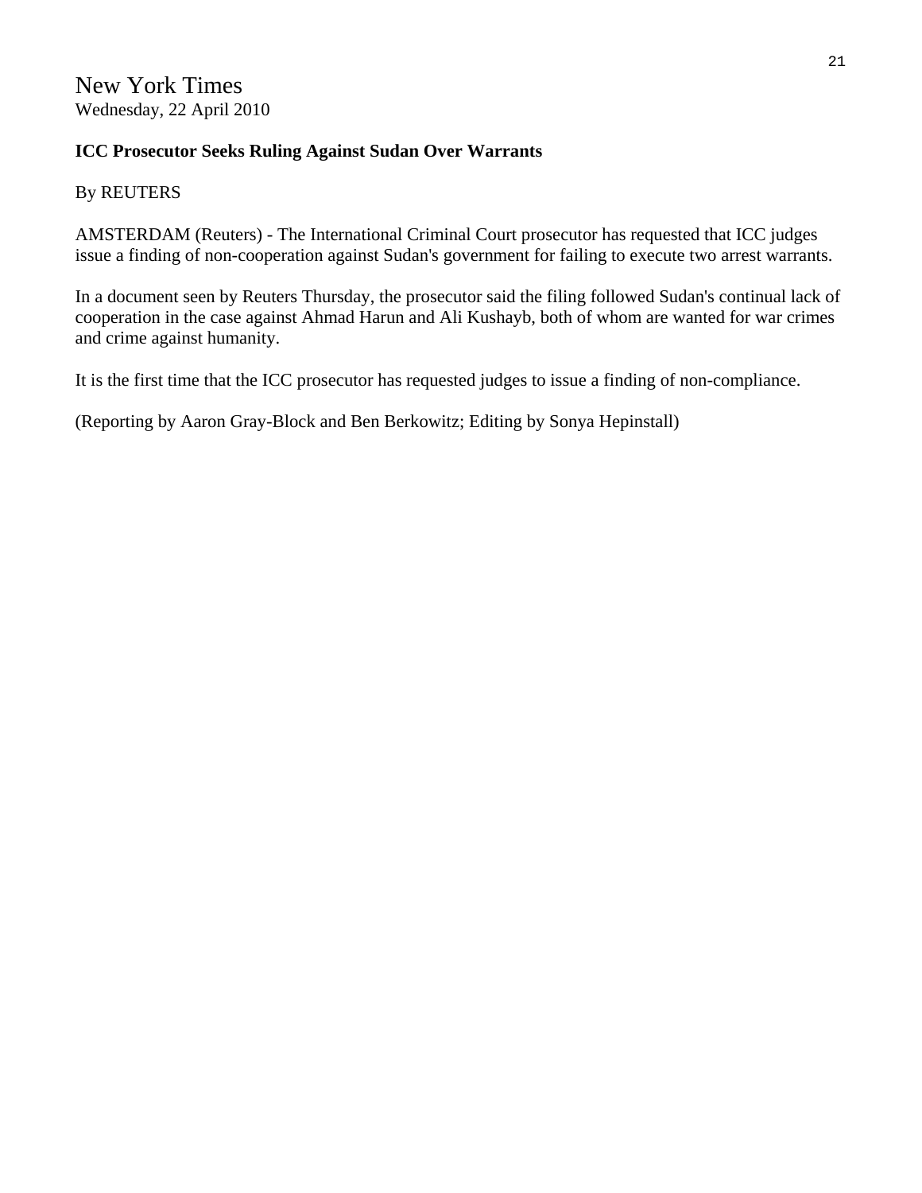New York Times
Wednesday, 22 April 2010

**ICC Prosecutor Seeks Ruling Against Sudan Over Warrants**

By REUTERS

AMSTERDAM (Reuters) - The International Criminal Court prosecutor has requested that ICC judges issue a finding of non-cooperation against Sudan's government for failing to execute two arrest warrants.

In a document seen by Reuters Thursday, the prosecutor said the filing followed Sudan's continual lack of cooperation in the case against Ahmad Harun and Ali Kushayb, both of whom are wanted for war crimes and crime against humanity.

It is the first time that the ICC prosecutor has requested judges to issue a finding of non-compliance.

(Reporting by Aaron Gray-Block and Ben Berkowitz; Editing by Sonya Hepinstall)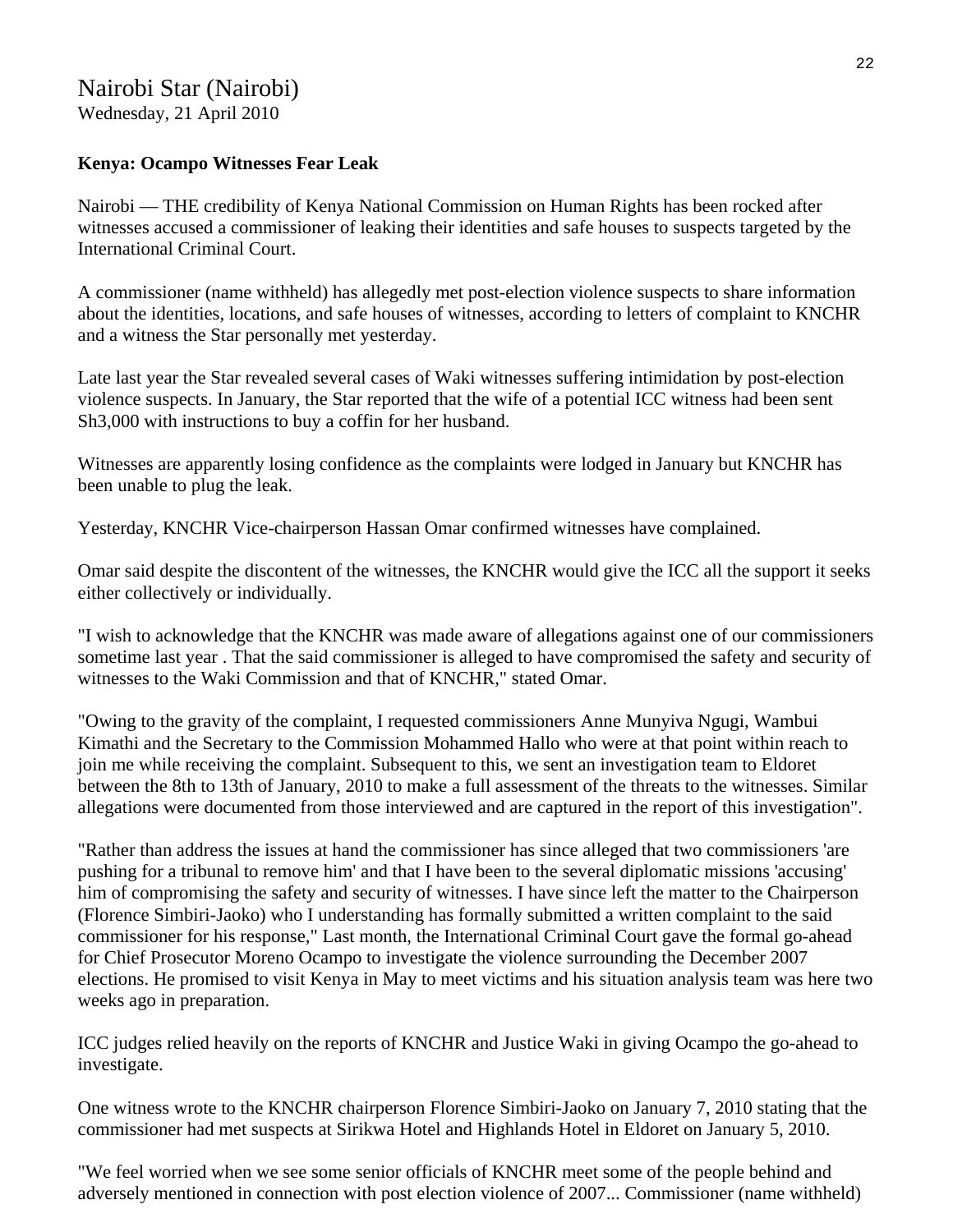# Nairobi Star (Nairobi)

Wednesday, 21 April 2010

**Kenya: Ocampo Witnesses Fear Leak**

Nairobi — THE credibility of Kenya National Commission on Human Rights has been rocked after witnesses accused a commissioner of leaking their identities and safe houses to suspects targeted by the International Criminal Court.

A commissioner (name withheld) has allegedly met post-election violence suspects to share information about the identities, locations, and safe houses of witnesses, according to letters of complaint to KNCHR and a witness the Star personally met yesterday.

Late last year the Star revealed several cases of Waki witnesses suffering intimidation by post-election violence suspects. In January, the Star reported that the wife of a potential ICC witness had been sent Sh3,000 with instructions to buy a coffin for her husband.

Witnesses are apparently losing confidence as the complaints were lodged in January but KNCHR has been unable to plug the leak.

Yesterday, KNCHR Vice-chairperson Hassan Omar confirmed witnesses have complained.

Omar said despite the discontent of the witnesses, the KNCHR would give the ICC all the support it seeks either collectively or individually.

"I wish to acknowledge that the KNCHR was made aware of allegations against one of our commissioners sometime last year . That the said commissioner is alleged to have compromised the safety and security of witnesses to the Waki Commission and that of KNCHR," stated Omar.

"Owing to the gravity of the complaint, I requested commissioners Anne Munyiva Ngugi, Wambui Kimathi and the Secretary to the Commission Mohammed Hallo who were at that point within reach to join me while receiving the complaint. Subsequent to this, we sent an investigation team to Eldoret between the 8th to 13th of January, 2010 to make a full assessment of the threats to the witnesses. Similar allegations were documented from those interviewed and are captured in the report of this investigation".

"Rather than address the issues at hand the commissioner has since alleged that two commissioners 'are pushing for a tribunal to remove him' and that I have been to the several diplomatic missions 'accusing' him of compromising the safety and security of witnesses. I have since left the matter to the Chairperson (Florence Simbiri-Jaoko) who I understanding has formally submitted a written complaint to the said commissioner for his response," Last month, the International Criminal Court gave the formal go-ahead for Chief Prosecutor Moreno Ocampo to investigate the violence surrounding the December 2007 elections. He promised to visit Kenya in May to meet victims and his situation analysis team was here two weeks ago in preparation.

ICC judges relied heavily on the reports of KNCHR and Justice Waki in giving Ocampo the go-ahead to investigate.

One witness wrote to the KNCHR chairperson Florence Simbiri-Jaoko on January 7, 2010 stating that the commissioner had met suspects at Sirikwa Hotel and Highlands Hotel in Eldoret on January 5, 2010.

"We feel worried when we see some senior officials of KNCHR meet some of the people behind and adversely mentioned in connection with post election violence of 2007... Commissioner (name withheld)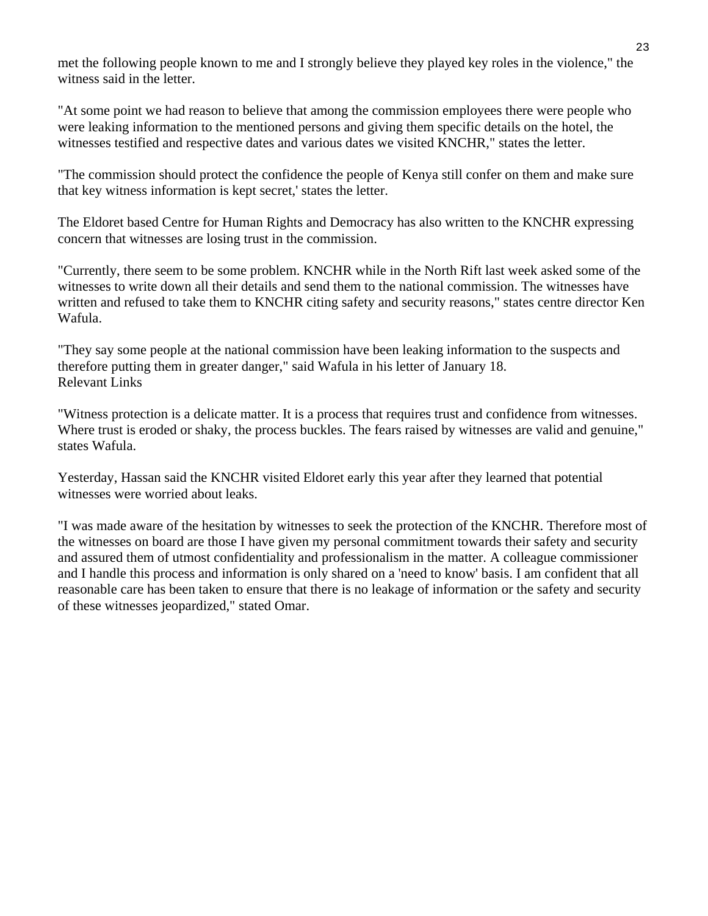met the following people known to me and I strongly believe they played key roles in the violence," the witness said in the letter.

"At some point we had reason to believe that among the commission employees there were people who were leaking information to the mentioned persons and giving them specific details on the hotel, the witnesses testified and respective dates and various dates we visited KNCHR," states the letter.

"The commission should protect the confidence the people of Kenya still confer on them and make sure that key witness information is kept secret,' states the letter.

The Eldoret based Centre for Human Rights and Democracy has also written to the KNCHR expressing concern that witnesses are losing trust in the commission.

"Currently, there seem to be some problem. KNCHR while in the North Rift last week asked some of the witnesses to write down all their details and send them to the national commission. The witnesses have written and refused to take them to KNCHR citing safety and security reasons," states centre director Ken Wafula.

"They say some people at the national commission have been leaking information to the suspects and therefore putting them in greater danger," said Wafula in his letter of January 18.
Relevant Links

"Witness protection is a delicate matter. It is a process that requires trust and confidence from witnesses. Where trust is eroded or shaky, the process buckles. The fears raised by witnesses are valid and genuine," states Wafula.

Yesterday, Hassan said the KNCHR visited Eldoret early this year after they learned that potential witnesses were worried about leaks.

"I was made aware of the hesitation by witnesses to seek the protection of the KNCHR. Therefore most of the witnesses on board are those I have given my personal commitment towards their safety and security and assured them of utmost confidentiality and professionalism in the matter. A colleague commissioner and I handle this process and information is only shared on a 'need to know' basis. I am confident that all reasonable care has been taken to ensure that there is no leakage of information or the safety and security of these witnesses jeopardized," stated Omar.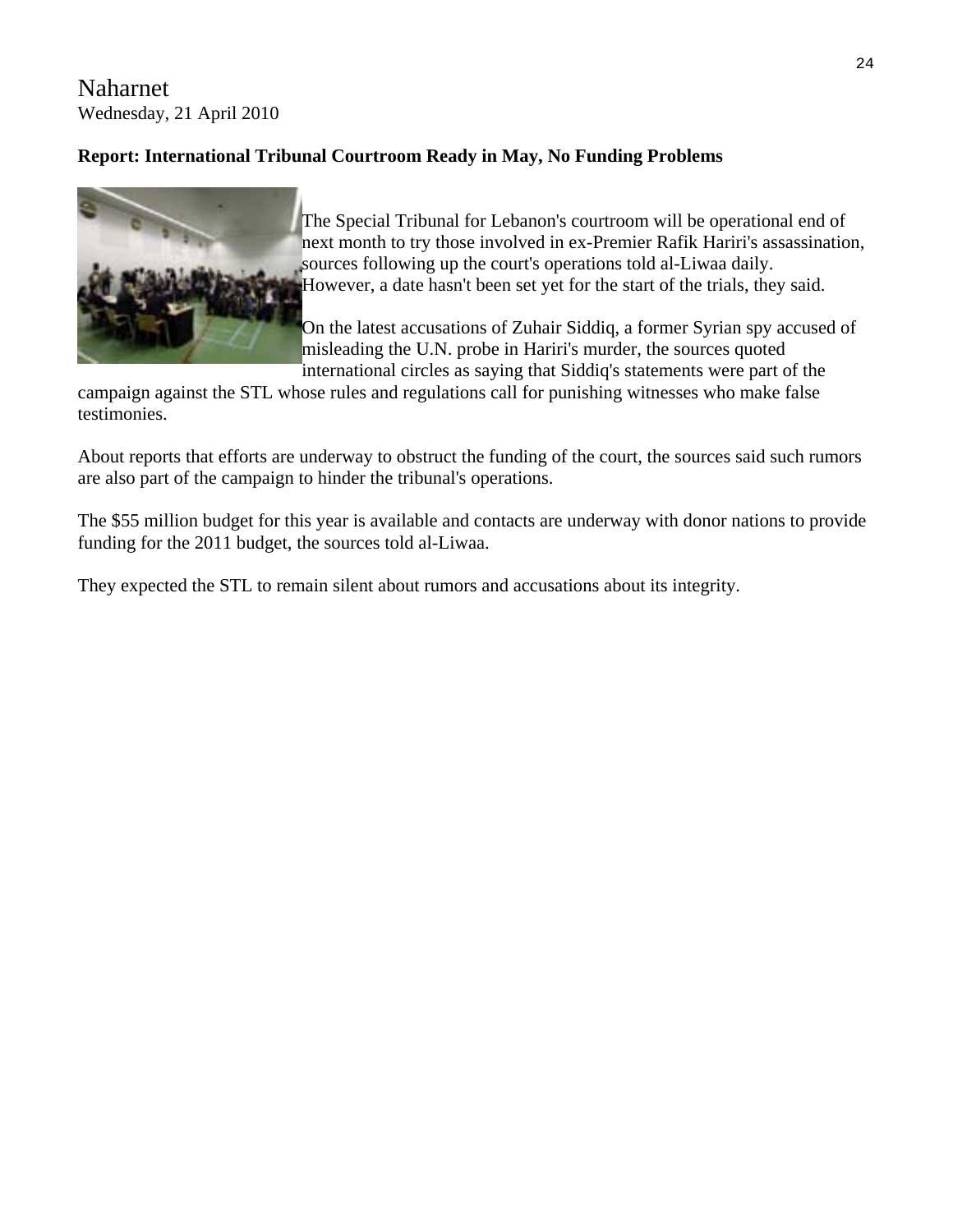Naharnet
Wednesday, 21 April 2010

**Report: International Tribunal Courtroom Ready in May, No Funding Problems**

The Special Tribunal for Lebanon's courtroom will be operational end of next month to try those involved in ex-Premier Rafik Hariri's assassination, sources following up the court's operations told al-Liwaa daily. However, a date hasn't been set yet for the start of the trials, they said.

On the latest accusations of Zuhair Siddiq, a former Syrian spy accused of misleading the U.N. probe in Hariri's murder, the sources quoted international circles as saying that Siddiq's statements were part of the campaign against the STL whose rules and regulations call for punishing witnesses who make false testimonies.

About reports that efforts are underway to obstruct the funding of the court, the sources said such rumors are also part of the campaign to hinder the tribunal's operations.

The $55 million budget for this year is available and contacts are underway with donor nations to provide funding for the 2011 budget, the sources told al-Liwaa.

They expected the STL to remain silent about rumors and accusations about its integrity.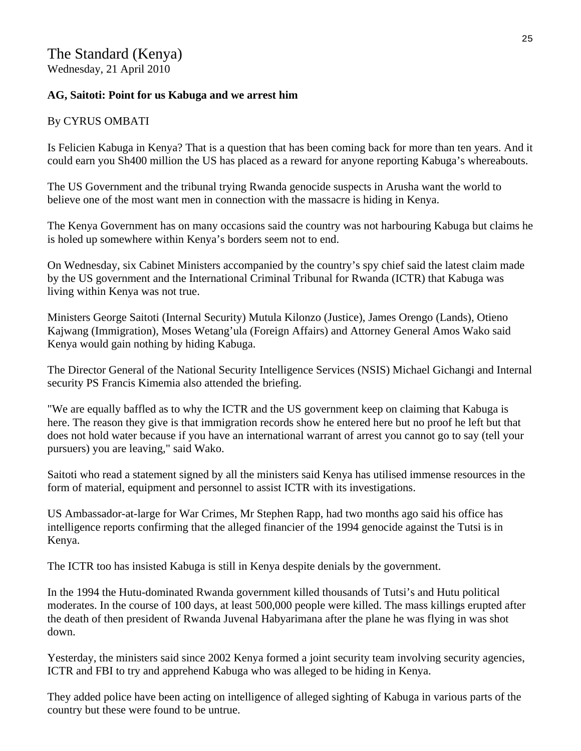# The Standard (Kenya)

Wednesday, 21 April 2010

**AG, Saitoti: Point for us Kabuga and we arrest him**

By CYRUS OMBATI

Is Felicien Kabuga in Kenya? That is a question that has been coming back for more than ten years. And it could earn you Sh400 million the US has placed as a reward for anyone reporting Kabuga's whereabouts.

The US Government and the tribunal trying Rwanda genocide suspects in Arusha want the world to believe one of the most want men in connection with the massacre is hiding in Kenya.

The Kenya Government has on many occasions said the country was not harbouring Kabuga but claims he is holed up somewhere within Kenya's borders seem not to end.

On Wednesday, six Cabinet Ministers accompanied by the country's spy chief said the latest claim made by the US government and the International Criminal Tribunal for Rwanda (ICTR) that Kabuga was living within Kenya was not true.

Ministers George Saitoti (Internal Security) Mutula Kilonzo (Justice), James Orengo (Lands), Otieno Kajwang (Immigration), Moses Wetang'ula (Foreign Affairs) and Attorney General Amos Wako said Kenya would gain nothing by hiding Kabuga.

The Director General of the National Security Intelligence Services (NSIS) Michael Gichangi and Internal security PS Francis Kimemia also attended the briefing.

"We are equally baffled as to why the ICTR and the US government keep on claiming that Kabuga is here. The reason they give is that immigration records show he entered here but no proof he left but that does not hold water because if you have an international warrant of arrest you cannot go to say (tell your pursuers) you are leaving," said Wako.

Saitoti who read a statement signed by all the ministers said Kenya has utilised immense resources in the form of material, equipment and personnel to assist ICTR with its investigations.

US Ambassador-at-large for War Crimes, Mr Stephen Rapp, had two months ago said his office has intelligence reports confirming that the alleged financier of the 1994 genocide against the Tutsi is in Kenya.

The ICTR too has insisted Kabuga is still in Kenya despite denials by the government.

In the 1994 the Hutu-dominated Rwanda government killed thousands of Tutsi's and Hutu political moderates. In the course of 100 days, at least 500,000 people were killed. The mass killings erupted after the death of then president of Rwanda Juvenal Habyarimana after the plane he was flying in was shot down.

Yesterday, the ministers said since 2002 Kenya formed a joint security team involving security agencies, ICTR and FBI to try and apprehend Kabuga who was alleged to be hiding in Kenya.

They added police have been acting on intelligence of alleged sighting of Kabuga in various parts of the country but these were found to be untrue.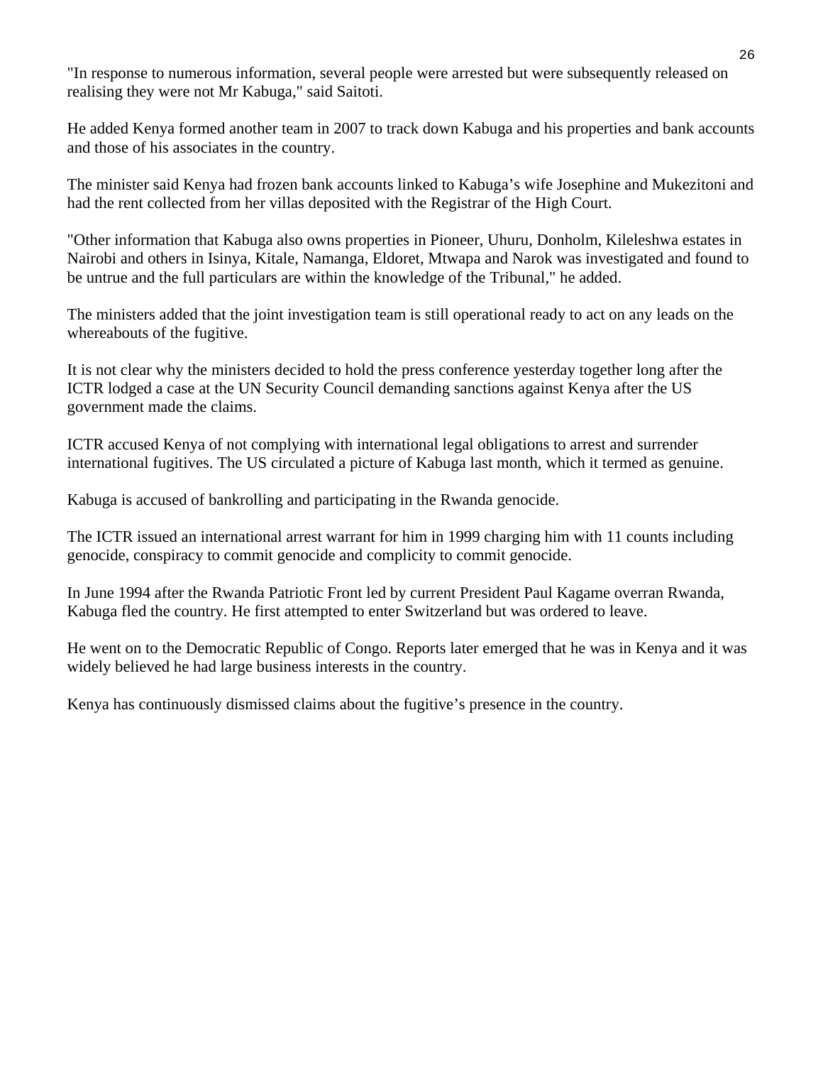"In response to numerous information, several people were arrested but were subsequently released on realising they were not Mr Kabuga," said Saitoti.

He added Kenya formed another team in 2007 to track down Kabuga and his properties and bank accounts and those of his associates in the country.

The minister said Kenya had frozen bank accounts linked to Kabuga's wife Josephine and Mukezitoni and had the rent collected from her villas deposited with the Registrar of the High Court.

"Other information that Kabuga also owns properties in Pioneer, Uhuru, Donholm, Kileleshwa estates in Nairobi and others in Isinya, Kitale, Namanga, Eldoret, Mtwapa and Narok was investigated and found to be untrue and the full particulars are within the knowledge of the Tribunal," he added.

The ministers added that the joint investigation team is still operational ready to act on any leads on the whereabouts of the fugitive.

It is not clear why the ministers decided to hold the press conference yesterday together long after the ICTR lodged a case at the UN Security Council demanding sanctions against Kenya after the US government made the claims.

ICTR accused Kenya of not complying with international legal obligations to arrest and surrender international fugitives. The US circulated a picture of Kabuga last month, which it termed as genuine.

Kabuga is accused of bankrolling and participating in the Rwanda genocide.

The ICTR issued an international arrest warrant for him in 1999 charging him with 11 counts including genocide, conspiracy to commit genocide and complicity to commit genocide.

In June 1994 after the Rwanda Patriotic Front led by current President Paul Kagame overran Rwanda, Kabuga fled the country. He first attempted to enter Switzerland but was ordered to leave.

He went on to the Democratic Republic of Congo. Reports later emerged that he was in Kenya and it was widely believed he had large business interests in the country.

Kenya has continuously dismissed claims about the fugitive's presence in the country.